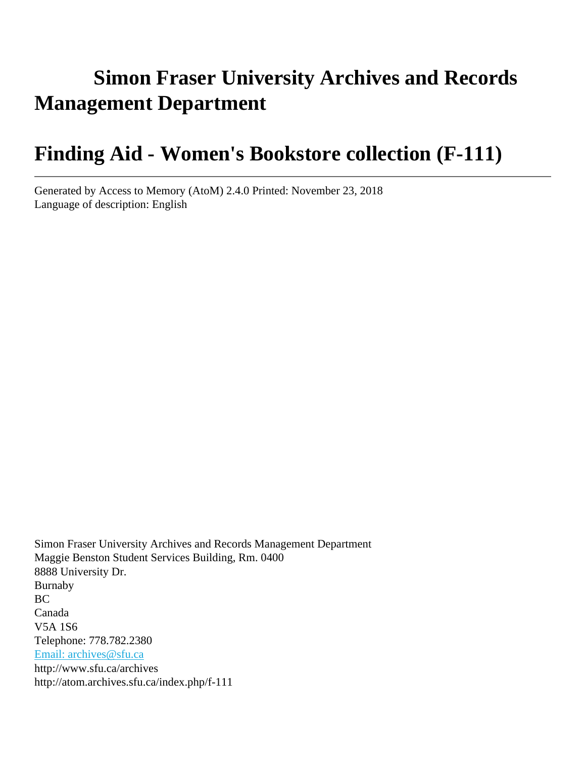# Simon Fraser University Archives and Records Management Department

# Finding Aid - Women's Bookstore collection (F-111)

---

Generated by Access to Memory (AtoM) 2.4.0 Printed: November 23, 2018
Language of description: English

Simon Fraser University Archives and Records Management Department
Maggie Benston Student Services Building, Rm. 0400
8888 University Dr.
Burnaby
BC
Canada
V5A 1S6
Telephone: 778.782.2380
Email: archives@sfu.ca
http://www.sfu.ca/archives
http://atom.archives.sfu.ca/index.php/f-111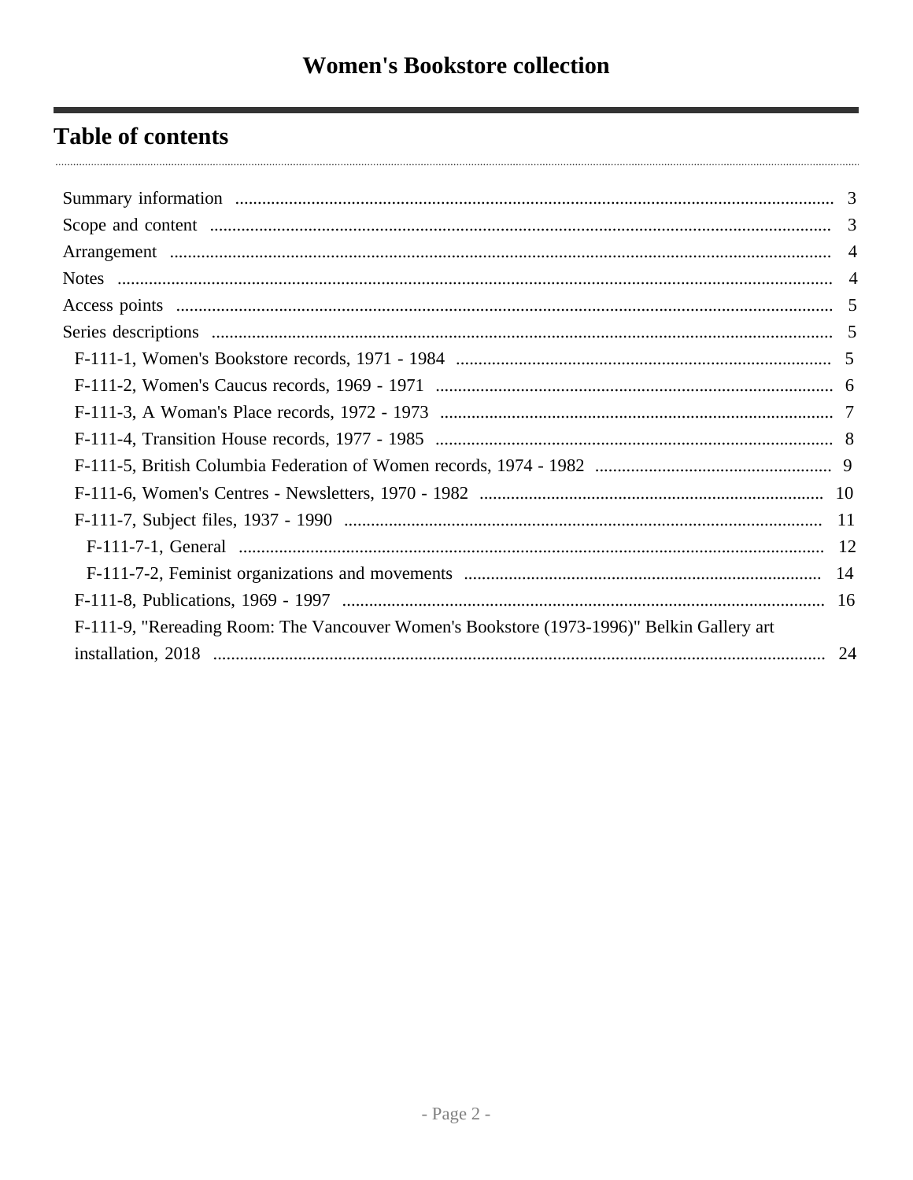# Women's Bookstore collection

## Table of contents

- Summary information ... 3
- Scope and content ... 3
- Arrangement ... 4
- Notes ... 4
- Access points ... 5
- Series descriptions ... 5
  - F-111-1, Women's Bookstore records, 1971 - 1984 ... 5
  - F-111-2, Women's Caucus records, 1969 - 1971 ... 6
  - F-111-3, A Woman's Place records, 1972 - 1973 ... 7
  - F-111-4, Transition House records, 1977 - 1985 ... 8
  - F-111-5, British Columbia Federation of Women records, 1974 - 1982 ... 9
  - F-111-6, Women's Centres - Newsletters, 1970 - 1982 ... 10
  - F-111-7, Subject files, 1937 - 1990 ... 11
    - F-111-7-1, General ... 12
    - F-111-7-2, Feminist organizations and movements ... 14
  - F-111-8, Publications, 1969 - 1997 ... 16
  - F-111-9, "Rereading Room: The Vancouver Women's Bookstore (1973-1996)" Belkin Gallery art installation, 2018 ... 24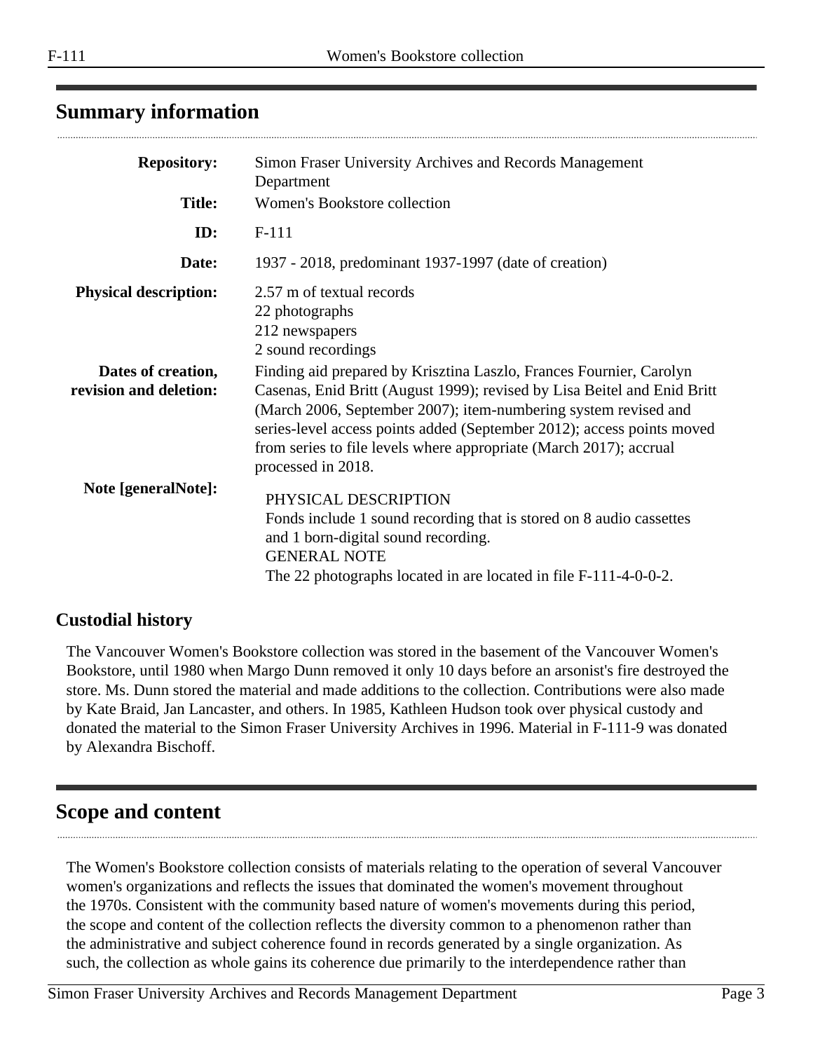## Summary information

| | |
|---|---|
| **Repository:** | Simon Fraser University Archives and Records Management Department |
| **Title:** | Women's Bookstore collection |
| **ID:** | F-111 |
| **Date:** | 1937 - 2018, predominant 1937-1997 (date of creation) |
| **Physical description:** | 2.57 m of textual records<br>22 photographs<br>212 newspapers<br>2 sound recordings |
| **Dates of creation, revision and deletion:** | Finding aid prepared by Krisztina Laszlo, Frances Fournier, Carolyn Casenas, Enid Britt (August 1999); revised by Lisa Beitel and Enid Britt (March 2006, September 2007); item-numbering system revised and series-level access points added (September 2012); access points moved from series to file levels where appropriate (March 2017); accrual processed in 2018. |
| **Note [generalNote]:** | PHYSICAL DESCRIPTION<br>Fonds include 1 sound recording that is stored on 8 audio cassettes and 1 born-digital sound recording.<br>GENERAL NOTE<br>The 22 photographs located in are located in file F-111-4-0-0-2. |

### Custodial history

The Vancouver Women's Bookstore collection was stored in the basement of the Vancouver Women's Bookstore, until 1980 when Margo Dunn removed it only 10 days before an arsonist's fire destroyed the store. Ms. Dunn stored the material and made additions to the collection. Contributions were also made by Kate Braid, Jan Lancaster, and others. In 1985, Kathleen Hudson took over physical custody and donated the material to the Simon Fraser University Archives in 1996. Material in F-111-9 was donated by Alexandra Bischoff.

## Scope and content

The Women's Bookstore collection consists of materials relating to the operation of several Vancouver women's organizations and reflects the issues that dominated the women's movement throughout the 1970s. Consistent with the community based nature of women's movements during this period, the scope and content of the collection reflects the diversity common to a phenomenon rather than the administrative and subject coherence found in records generated by a single organization. As such, the collection as whole gains its coherence due primarily to the interdependence rather than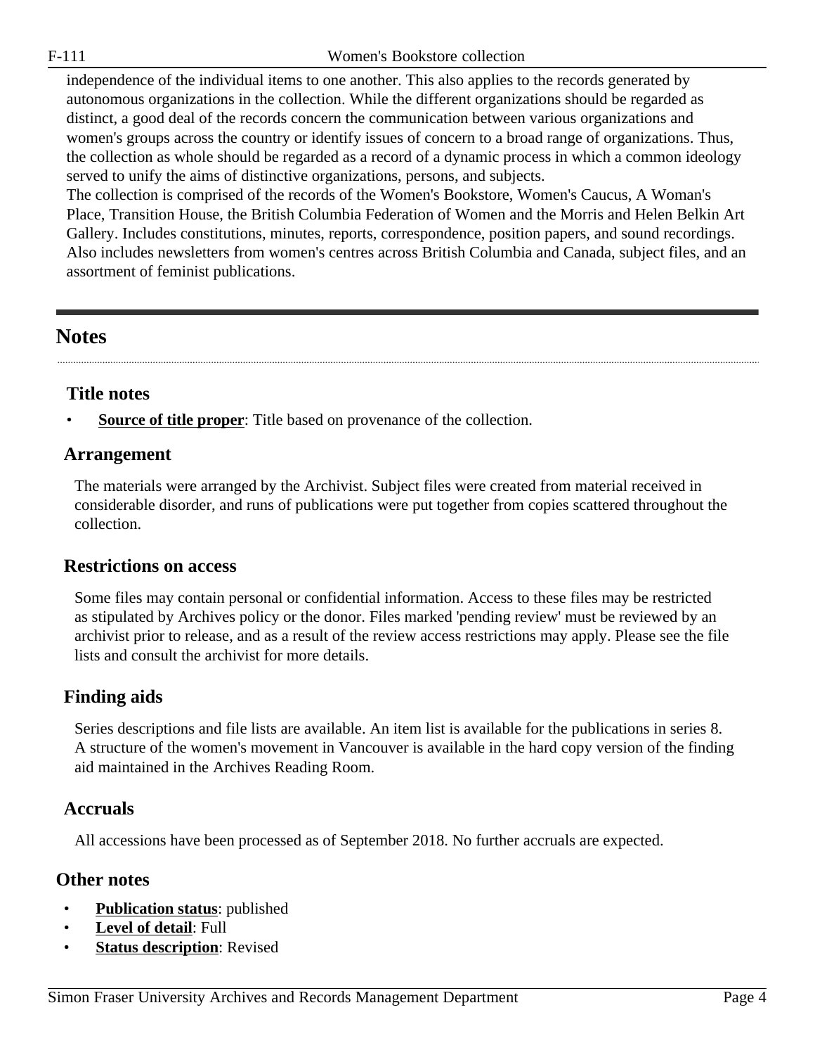independence of the individual items to one another. This also applies to the records generated by autonomous organizations in the collection. While the different organizations should be regarded as distinct, a good deal of the records concern the communication between various organizations and women's groups across the country or identify issues of concern to a broad range of organizations. Thus, the collection as whole should be regarded as a record of a dynamic process in which a common ideology served to unify the aims of distinctive organizations, persons, and subjects.

The collection is comprised of the records of the Women's Bookstore, Women's Caucus, A Woman's Place, Transition House, the British Columbia Federation of Women and the Morris and Helen Belkin Art Gallery. Includes constitutions, minutes, reports, correspondence, position papers, and sound recordings. Also includes newsletters from women's centres across British Columbia and Canada, subject files, and an assortment of feminist publications.

## Notes

### Title notes

- **Source of title proper**: Title based on provenance of the collection.

### Arrangement

The materials were arranged by the Archivist. Subject files were created from material received in considerable disorder, and runs of publications were put together from copies scattered throughout the collection.

### Restrictions on access

Some files may contain personal or confidential information. Access to these files may be restricted as stipulated by Archives policy or the donor. Files marked 'pending review' must be reviewed by an archivist prior to release, and as a result of the review access restrictions may apply. Please see the file lists and consult the archivist for more details.

### Finding aids

Series descriptions and file lists are available. An item list is available for the publications in series 8. A structure of the women's movement in Vancouver is available in the hard copy version of the finding aid maintained in the Archives Reading Room.

### Accruals

All accessions have been processed as of September 2018. No further accruals are expected.

### Other notes

- **Publication status**: published
- **Level of detail**: Full
- **Status description**: Revised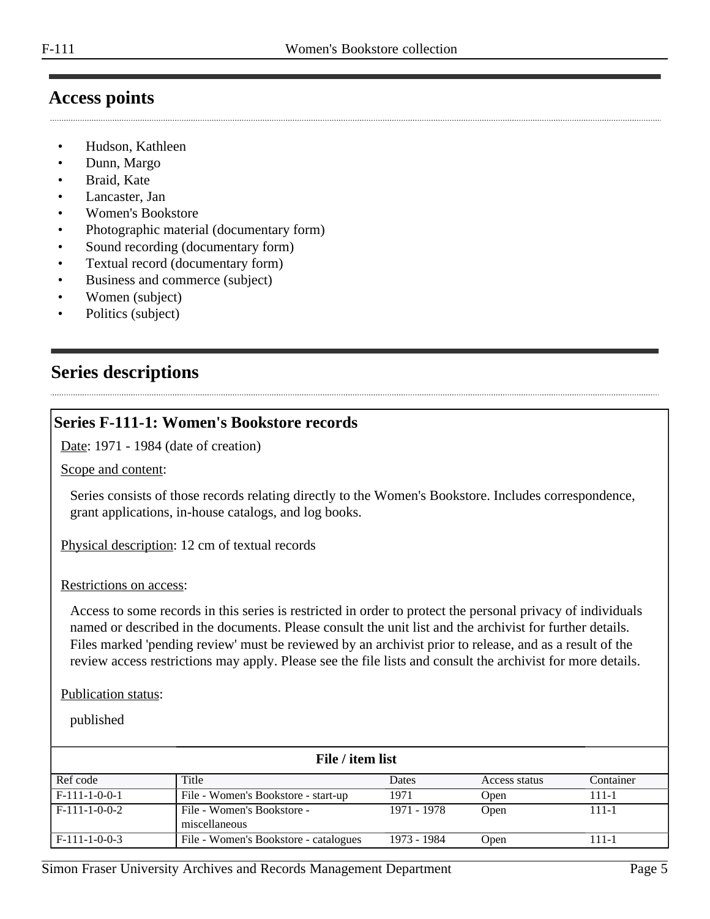## Access points

- Hudson, Kathleen
- Dunn, Margo
- Braid, Kate
- Lancaster, Jan
- Women's Bookstore
- Photographic material (documentary form)
- Sound recording (documentary form)
- Textual record (documentary form)
- Business and commerce (subject)
- Women (subject)
- Politics (subject)

## Series descriptions

### Series F-111-1: Women's Bookstore records

Date: 1971 - 1984 (date of creation)

Scope and content:

Series consists of those records relating directly to the Women's Bookstore. Includes correspondence, grant applications, in-house catalogs, and log books.

Physical description: 12 cm of textual records

Restrictions on access:

Access to some records in this series is restricted in order to protect the personal privacy of individuals named or described in the documents. Please consult the unit list and the archivist for further details. Files marked 'pending review' must be reviewed by an archivist prior to release, and as a result of the review access restrictions may apply. Please see the file lists and consult the archivist for more details.

Publication status:

published

**File / item list**

| Ref code | Title | Dates | Access status | Container |
|---|---|---|---|---|
| F-111-1-0-0-1 | File - Women's Bookstore - start-up | 1971 | Open | 111-1 |
| F-111-1-0-0-2 | File - Women's Bookstore - miscellaneous | 1971 - 1978 | Open | 111-1 |
| F-111-1-0-0-3 | File - Women's Bookstore - catalogues | 1973 - 1984 | Open | 111-1 |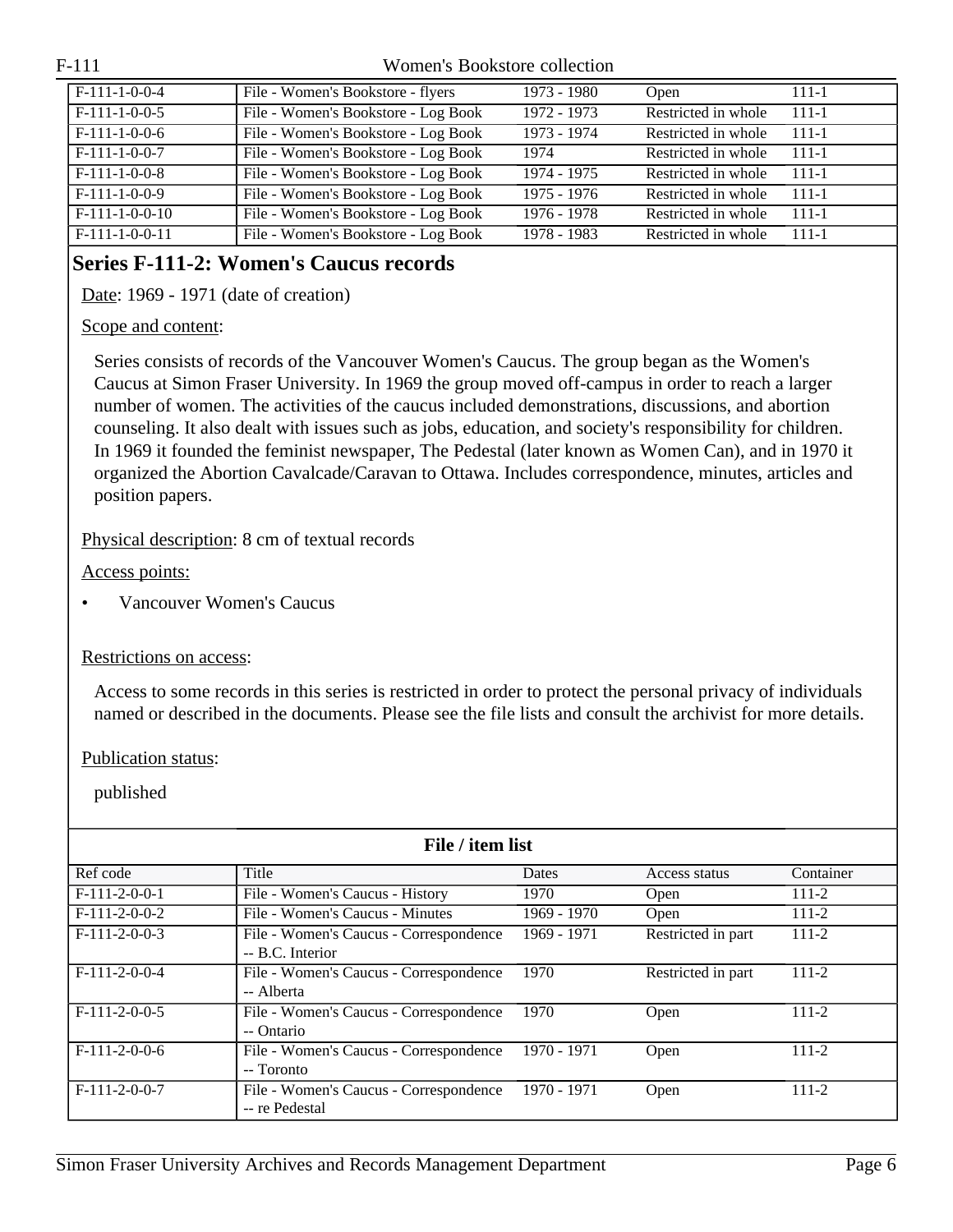| F-111-1-0-0-4 | File - Women's Bookstore - flyers | 1973 - 1980 | Open | 111-1 |
|---|---|---|---|---|
| F-111-1-0-0-5 | File - Women's Bookstore - Log Book | 1972 - 1973 | Restricted in whole | 111-1 |
| F-111-1-0-0-6 | File - Women's Bookstore - Log Book | 1973 - 1974 | Restricted in whole | 111-1 |
| F-111-1-0-0-7 | File - Women's Bookstore - Log Book | 1974 | Restricted in whole | 111-1 |
| F-111-1-0-0-8 | File - Women's Bookstore - Log Book | 1974 - 1975 | Restricted in whole | 111-1 |
| F-111-1-0-0-9 | File - Women's Bookstore - Log Book | 1975 - 1976 | Restricted in whole | 111-1 |
| F-111-1-0-0-10 | File - Women's Bookstore - Log Book | 1976 - 1978 | Restricted in whole | 111-1 |
| F-111-1-0-0-11 | File - Women's Bookstore - Log Book | 1978 - 1983 | Restricted in whole | 111-1 |

## Series F-111-2: Women's Caucus records

Date: 1969 - 1971 (date of creation)

Scope and content:

Series consists of records of the Vancouver Women's Caucus. The group began as the Women's Caucus at Simon Fraser University. In 1969 the group moved off-campus in order to reach a larger number of women. The activities of the caucus included demonstrations, discussions, and abortion counseling. It also dealt with issues such as jobs, education, and society's responsibility for children. In 1969 it founded the feminist newspaper, The Pedestal (later known as Women Can), and in 1970 it organized the Abortion Cavalcade/Caravan to Ottawa. Includes correspondence, minutes, articles and position papers.

Physical description: 8 cm of textual records

Access points:

- Vancouver Women's Caucus

Restrictions on access:

Access to some records in this series is restricted in order to protect the personal privacy of individuals named or described in the documents. Please see the file lists and consult the archivist for more details.

Publication status:

published

**File / item list**

| Ref code | Title | Dates | Access status | Container |
|---|---|---|---|---|
| F-111-2-0-0-1 | File - Women's Caucus - History | 1970 | Open | 111-2 |
| F-111-2-0-0-2 | File - Women's Caucus - Minutes | 1969 - 1970 | Open | 111-2 |
| F-111-2-0-0-3 | File - Women's Caucus - Correspondence -- B.C. Interior | 1969 - 1971 | Restricted in part | 111-2 |
| F-111-2-0-0-4 | File - Women's Caucus - Correspondence -- Alberta | 1970 | Restricted in part | 111-2 |
| F-111-2-0-0-5 | File - Women's Caucus - Correspondence -- Ontario | 1970 | Open | 111-2 |
| F-111-2-0-0-6 | File - Women's Caucus - Correspondence -- Toronto | 1970 - 1971 | Open | 111-2 |
| F-111-2-0-0-7 | File - Women's Caucus - Correspondence -- re Pedestal | 1970 - 1971 | Open | 111-2 |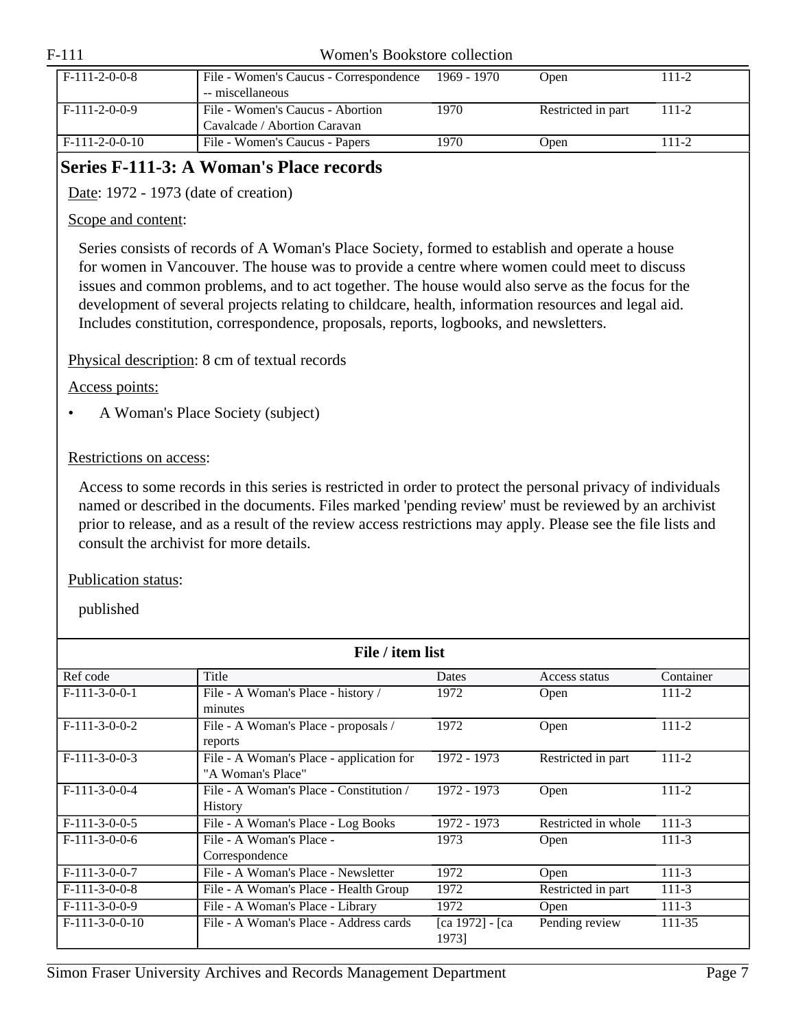| Ref code | Title | Dates | Access status | Container |
| --- | --- | --- | --- | --- |
| F-111-2-0-0-8 | File - Women's Caucus - Correspondence -- miscellaneous | 1969 - 1970 | Open | 111-2 |
| F-111-2-0-0-9 | File - Women's Caucus - Abortion Cavalcade / Abortion Caravan | 1970 | Restricted in part | 111-2 |
| F-111-2-0-0-10 | File - Women's Caucus - Papers | 1970 | Open | 111-2 |

## Series F-111-3: A Woman's Place records

Date: 1972 - 1973 (date of creation)

Scope and content:

Series consists of records of A Woman's Place Society, formed to establish and operate a house for women in Vancouver. The house was to provide a centre where women could meet to discuss issues and common problems, and to act together. The house would also serve as the focus for the development of several projects relating to childcare, health, information resources and legal aid. Includes constitution, correspondence, proposals, reports, logbooks, and newsletters.

Physical description: 8 cm of textual records

Access points:

- A Woman's Place Society (subject)

Restrictions on access:

Access to some records in this series is restricted in order to protect the personal privacy of individuals named or described in the documents. Files marked 'pending review' must be reviewed by an archivist prior to release, and as a result of the review access restrictions may apply. Please see the file lists and consult the archivist for more details.

Publication status:

published

**File / item list**

| Ref code | Title | Dates | Access status | Container |
| --- | --- | --- | --- | --- |
| F-111-3-0-0-1 | File - A Woman's Place - history / minutes | 1972 | Open | 111-2 |
| F-111-3-0-0-2 | File - A Woman's Place - proposals / reports | 1972 | Open | 111-2 |
| F-111-3-0-0-3 | File - A Woman's Place - application for "A Woman's Place" | 1972 - 1973 | Restricted in part | 111-2 |
| F-111-3-0-0-4 | File - A Woman's Place - Constitution / History | 1972 - 1973 | Open | 111-2 |
| F-111-3-0-0-5 | File - A Woman's Place - Log Books | 1972 - 1973 | Restricted in whole | 111-3 |
| F-111-3-0-0-6 | File - A Woman's Place - Correspondence | 1973 | Open | 111-3 |
| F-111-3-0-0-7 | File - A Woman's Place - Newsletter | 1972 | Open | 111-3 |
| F-111-3-0-0-8 | File - A Woman's Place - Health Group | 1972 | Restricted in part | 111-3 |
| F-111-3-0-0-9 | File - A Woman's Place - Library | 1972 | Open | 111-3 |
| F-111-3-0-0-10 | File - A Woman's Place - Address cards | [ca 1972] - [ca 1973] | Pending review | 111-35 |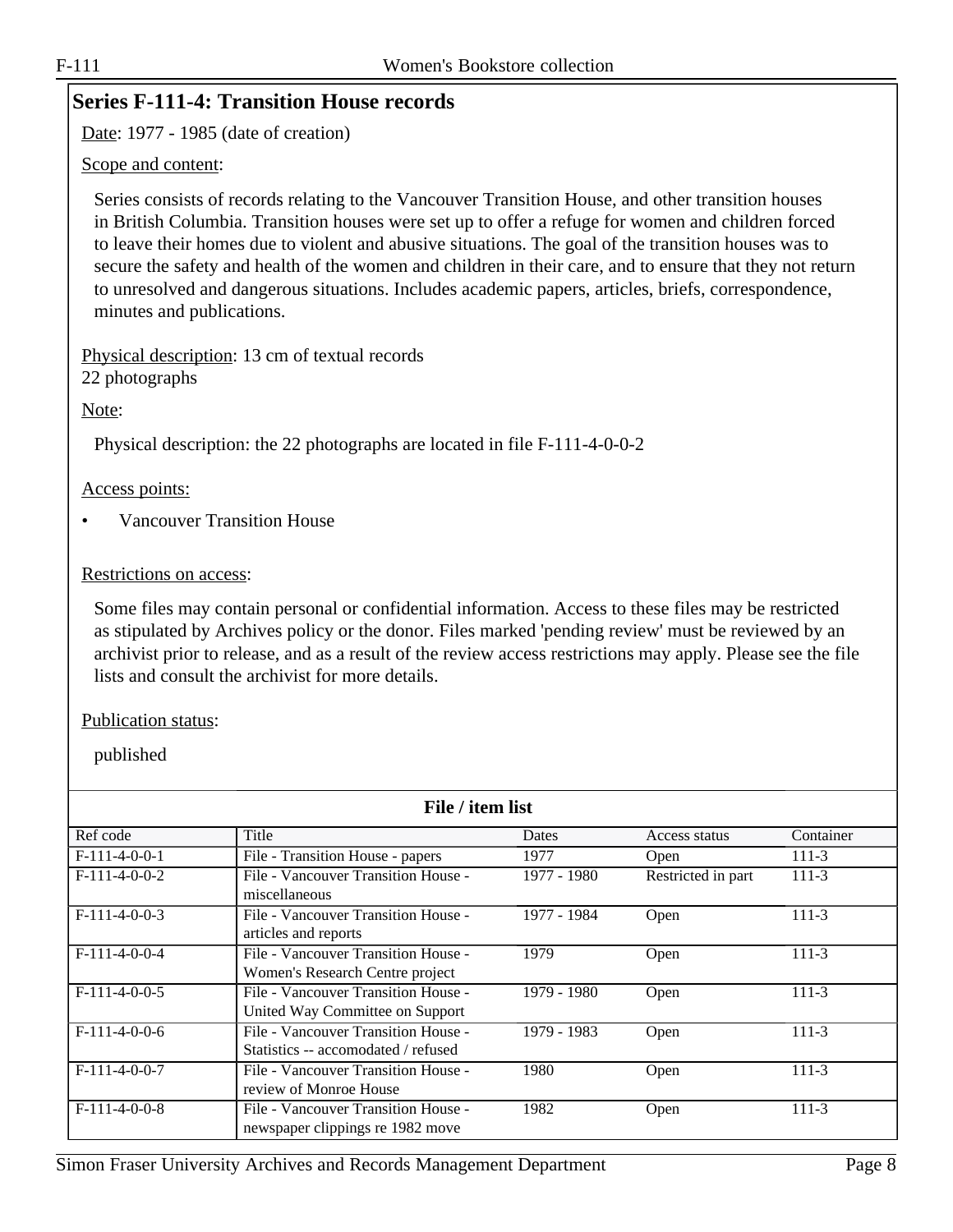## Series F-111-4: Transition House records

Date: 1977 - 1985 (date of creation)

Scope and content:

Series consists of records relating to the Vancouver Transition House, and other transition houses in British Columbia. Transition houses were set up to offer a refuge for women and children forced to leave their homes due to violent and abusive situations. The goal of the transition houses was to secure the safety and health of the women and children in their care, and to ensure that they not return to unresolved and dangerous situations. Includes academic papers, articles, briefs, correspondence, minutes and publications.

Physical description: 13 cm of textual records
22 photographs

Note:

Physical description: the 22 photographs are located in file F-111-4-0-0-2

Access points:

- Vancouver Transition House

Restrictions on access:

Some files may contain personal or confidential information. Access to these files may be restricted as stipulated by Archives policy or the donor. Files marked 'pending review' must be reviewed by an archivist prior to release, and as a result of the review access restrictions may apply. Please see the file lists and consult the archivist for more details.

Publication status:

published

**File / item list**

| Ref code | Title | Dates | Access status | Container |
|---|---|---|---|---|
| F-111-4-0-0-1 | File - Transition House - papers | 1977 | Open | 111-3 |
| F-111-4-0-0-2 | File - Vancouver Transition House - miscellaneous | 1977 - 1980 | Restricted in part | 111-3 |
| F-111-4-0-0-3 | File - Vancouver Transition House - articles and reports | 1977 - 1984 | Open | 111-3 |
| F-111-4-0-0-4 | File - Vancouver Transition House - Women's Research Centre project | 1979 | Open | 111-3 |
| F-111-4-0-0-5 | File - Vancouver Transition House - United Way Committee on Support | 1979 - 1980 | Open | 111-3 |
| F-111-4-0-0-6 | File - Vancouver Transition House - Statistics -- accomodated / refused | 1979 - 1983 | Open | 111-3 |
| F-111-4-0-0-7 | File - Vancouver Transition House - review of Monroe House | 1980 | Open | 111-3 |
| F-111-4-0-0-8 | File - Vancouver Transition House - newspaper clippings re 1982 move | 1982 | Open | 111-3 |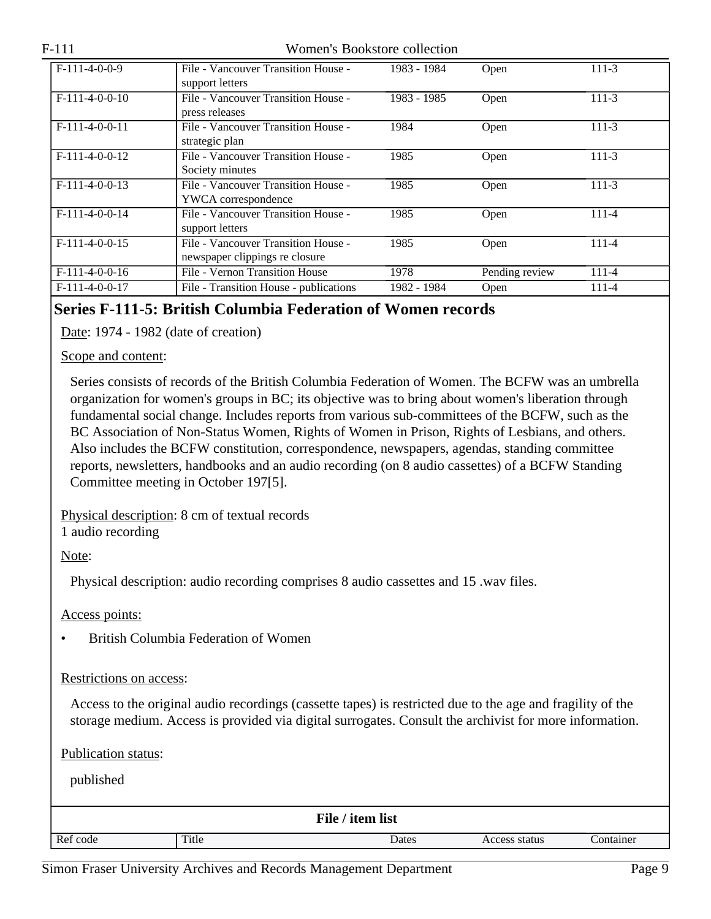| Ref code | Title | Dates | Access status | Container |
|---|---|---|---|---|
| F-111-4-0-0-9 | File - Vancouver Transition House - support letters | 1983 - 1984 | Open | 111-3 |
| F-111-4-0-0-10 | File - Vancouver Transition House - press releases | 1983 - 1985 | Open | 111-3 |
| F-111-4-0-0-11 | File - Vancouver Transition House - strategic plan | 1984 | Open | 111-3 |
| F-111-4-0-0-12 | File - Vancouver Transition House - Society minutes | 1985 | Open | 111-3 |
| F-111-4-0-0-13 | File - Vancouver Transition House - YWCA correspondence | 1985 | Open | 111-3 |
| F-111-4-0-0-14 | File - Vancouver Transition House - support letters | 1985 | Open | 111-4 |
| F-111-4-0-0-15 | File - Vancouver Transition House - newspaper clippings re closure | 1985 | Open | 111-4 |
| F-111-4-0-0-16 | File - Vernon Transition House | 1978 | Pending review | 111-4 |
| F-111-4-0-0-17 | File - Transition House - publications | 1982 - 1984 | Open | 111-4 |

## Series F-111-5: British Columbia Federation of Women records

Date: 1974 - 1982 (date of creation)

Scope and content:

Series consists of records of the British Columbia Federation of Women. The BCFW was an umbrella organization for women's groups in BC; its objective was to bring about women's liberation through fundamental social change. Includes reports from various sub-committees of the BCFW, such as the BC Association of Non-Status Women, Rights of Women in Prison, Rights of Lesbians, and others. Also includes the BCFW constitution, correspondence, newspapers, agendas, standing committee reports, newsletters, handbooks and an audio recording (on 8 audio cassettes) of a BCFW Standing Committee meeting in October 197[5].

Physical description: 8 cm of textual records
1 audio recording

Note:

Physical description: audio recording comprises 8 audio cassettes and 15 .wav files.

Access points:

- British Columbia Federation of Women

Restrictions on access:

Access to the original audio recordings (cassette tapes) is restricted due to the age and fragility of the storage medium. Access is provided via digital surrogates. Consult the archivist for more information.

Publication status:

published

**File / item list**

| Ref code | Title | Dates | Access status | Container |
|---|---|---|---|---|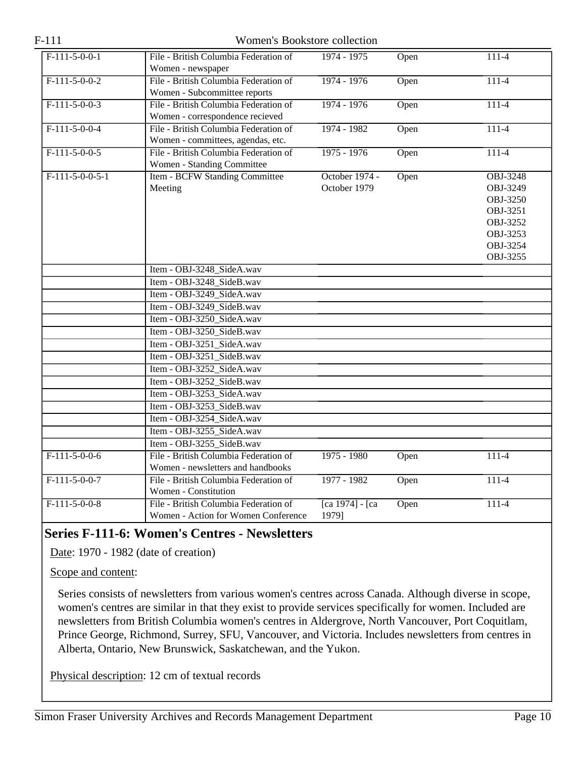| | | | | |
|---|---|---|---|---|
| F-111-5-0-0-1 | File - British Columbia Federation of Women - newspaper | 1974 - 1975 | Open | 111-4 |
| F-111-5-0-0-2 | File - British Columbia Federation of Women - Subcommittee reports | 1974 - 1976 | Open | 111-4 |
| F-111-5-0-0-3 | File - British Columbia Federation of Women - correspondence recieved | 1974 - 1976 | Open | 111-4 |
| F-111-5-0-0-4 | File - British Columbia Federation of Women - committees, agendas, etc. | 1974 - 1982 | Open | 111-4 |
| F-111-5-0-0-5 | File - British Columbia Federation of Women - Standing Committee | 1975 - 1976 | Open | 111-4 |
| F-111-5-0-0-5-1 | Item - BCFW Standing Committee Meeting | October 1974 - October 1979 | Open | OBJ-3248 OBJ-3249 OBJ-3250 OBJ-3251 OBJ-3252 OBJ-3253 OBJ-3254 OBJ-3255 |
| | Item - OBJ-3248_SideA.wav | | | |
| | Item - OBJ-3248_SideB.wav | | | |
| | Item - OBJ-3249_SideA.wav | | | |
| | Item - OBJ-3249_SideB.wav | | | |
| | Item - OBJ-3250_SideA.wav | | | |
| | Item - OBJ-3250_SideB.wav | | | |
| | Item - OBJ-3251_SideA.wav | | | |
| | Item - OBJ-3251_SideB.wav | | | |
| | Item - OBJ-3252_SideA.wav | | | |
| | Item - OBJ-3252_SideB.wav | | | |
| | Item - OBJ-3253_SideA.wav | | | |
| | Item - OBJ-3253_SideB.wav | | | |
| | Item - OBJ-3254_SideA.wav | | | |
| | Item - OBJ-3255_SideA.wav | | | |
| | Item - OBJ-3255_SideB.wav | | | |
| F-111-5-0-0-6 | File - British Columbia Federation of Women - newsletters and handbooks | 1975 - 1980 | Open | 111-4 |
| F-111-5-0-0-7 | File - British Columbia Federation of Women - Constitution | 1977 - 1982 | Open | 111-4 |
| F-111-5-0-0-8 | File - British Columbia Federation of Women - Action for Women Conference | [ca 1974] - [ca 1979] | Open | 111-4 |

## Series F-111-6: Women's Centres - Newsletters

Date: 1970 - 1982 (date of creation)

Scope and content:

Series consists of newsletters from various women's centres across Canada. Although diverse in scope, women's centres are similar in that they exist to provide services specifically for women. Included are newsletters from British Columbia women's centres in Aldergrove, North Vancouver, Port Coquitlam, Prince George, Richmond, Surrey, SFU, Vancouver, and Victoria. Includes newsletters from centres in Alberta, Ontario, New Brunswick, Saskatchewan, and the Yukon.

Physical description: 12 cm of textual records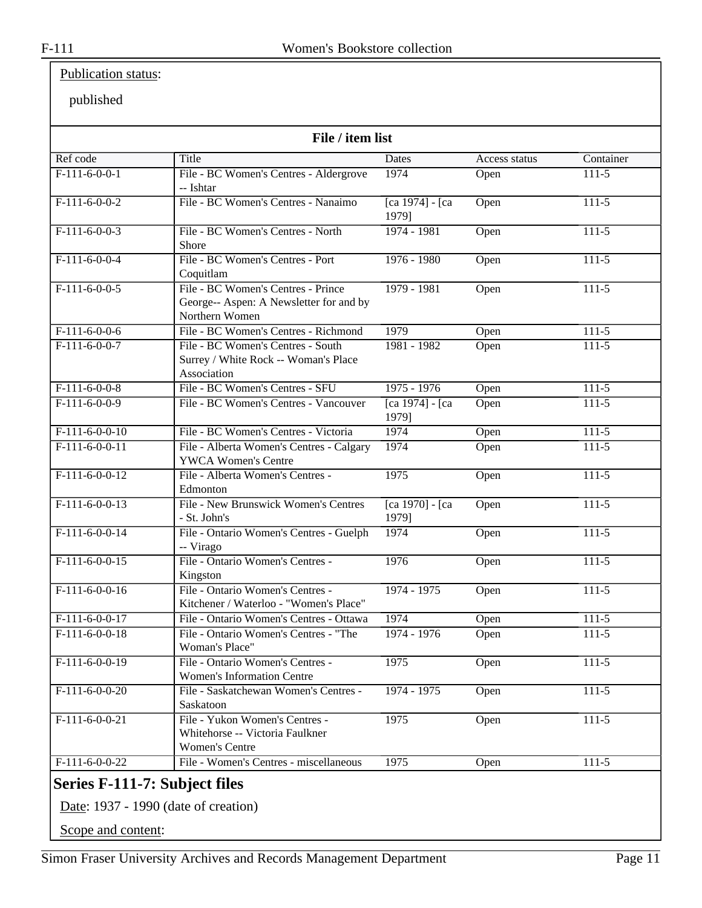Publication status:

published

**File / item list**

| Ref code | Title | Dates | Access status | Container |
|---|---|---|---|---|
| F-111-6-0-0-1 | File - BC Women's Centres - Aldergrove -- Ishtar | 1974 | Open | 111-5 |
| F-111-6-0-0-2 | File - BC Women's Centres - Nanaimo | [ca 1974] - [ca 1979] | Open | 111-5 |
| F-111-6-0-0-3 | File - BC Women's Centres - North Shore | 1974 - 1981 | Open | 111-5 |
| F-111-6-0-0-4 | File - BC Women's Centres - Port Coquitlam | 1976 - 1980 | Open | 111-5 |
| F-111-6-0-0-5 | File - BC Women's Centres - Prince George-- Aspen: A Newsletter for and by Northern Women | 1979 - 1981 | Open | 111-5 |
| F-111-6-0-0-6 | File - BC Women's Centres - Richmond | 1979 | Open | 111-5 |
| F-111-6-0-0-7 | File - BC Women's Centres - South Surrey / White Rock -- Woman's Place Association | 1981 - 1982 | Open | 111-5 |
| F-111-6-0-0-8 | File - BC Women's Centres - SFU | 1975 - 1976 | Open | 111-5 |
| F-111-6-0-0-9 | File - BC Women's Centres - Vancouver | [ca 1974] - [ca 1979] | Open | 111-5 |
| F-111-6-0-0-10 | File - BC Women's Centres - Victoria | 1974 | Open | 111-5 |
| F-111-6-0-0-11 | File - Alberta Women's Centres - Calgary YWCA Women's Centre | 1974 | Open | 111-5 |
| F-111-6-0-0-12 | File - Alberta Women's Centres - Edmonton | 1975 | Open | 111-5 |
| F-111-6-0-0-13 | File - New Brunswick Women's Centres - St. John's | [ca 1970] - [ca 1979] | Open | 111-5 |
| F-111-6-0-0-14 | File - Ontario Women's Centres - Guelph -- Virago | 1974 | Open | 111-5 |
| F-111-6-0-0-15 | File - Ontario Women's Centres - Kingston | 1976 | Open | 111-5 |
| F-111-6-0-0-16 | File - Ontario Women's Centres - Kitchener / Waterloo - "Women's Place" | 1974 - 1975 | Open | 111-5 |
| F-111-6-0-0-17 | File - Ontario Women's Centres - Ottawa | 1974 | Open | 111-5 |
| F-111-6-0-0-18 | File - Ontario Women's Centres - "The Woman's Place" | 1974 - 1976 | Open | 111-5 |
| F-111-6-0-0-19 | File - Ontario Women's Centres - Women's Information Centre | 1975 | Open | 111-5 |
| F-111-6-0-0-20 | File - Saskatchewan Women's Centres - Saskatoon | 1974 - 1975 | Open | 111-5 |
| F-111-6-0-0-21 | File - Yukon Women's Centres - Whitehorse -- Victoria Faulkner Women's Centre | 1975 | Open | 111-5 |
| F-111-6-0-0-22 | File - Women's Centres - miscellaneous | 1975 | Open | 111-5 |

## Series F-111-7: Subject files

Date: 1937 - 1990 (date of creation)

Scope and content: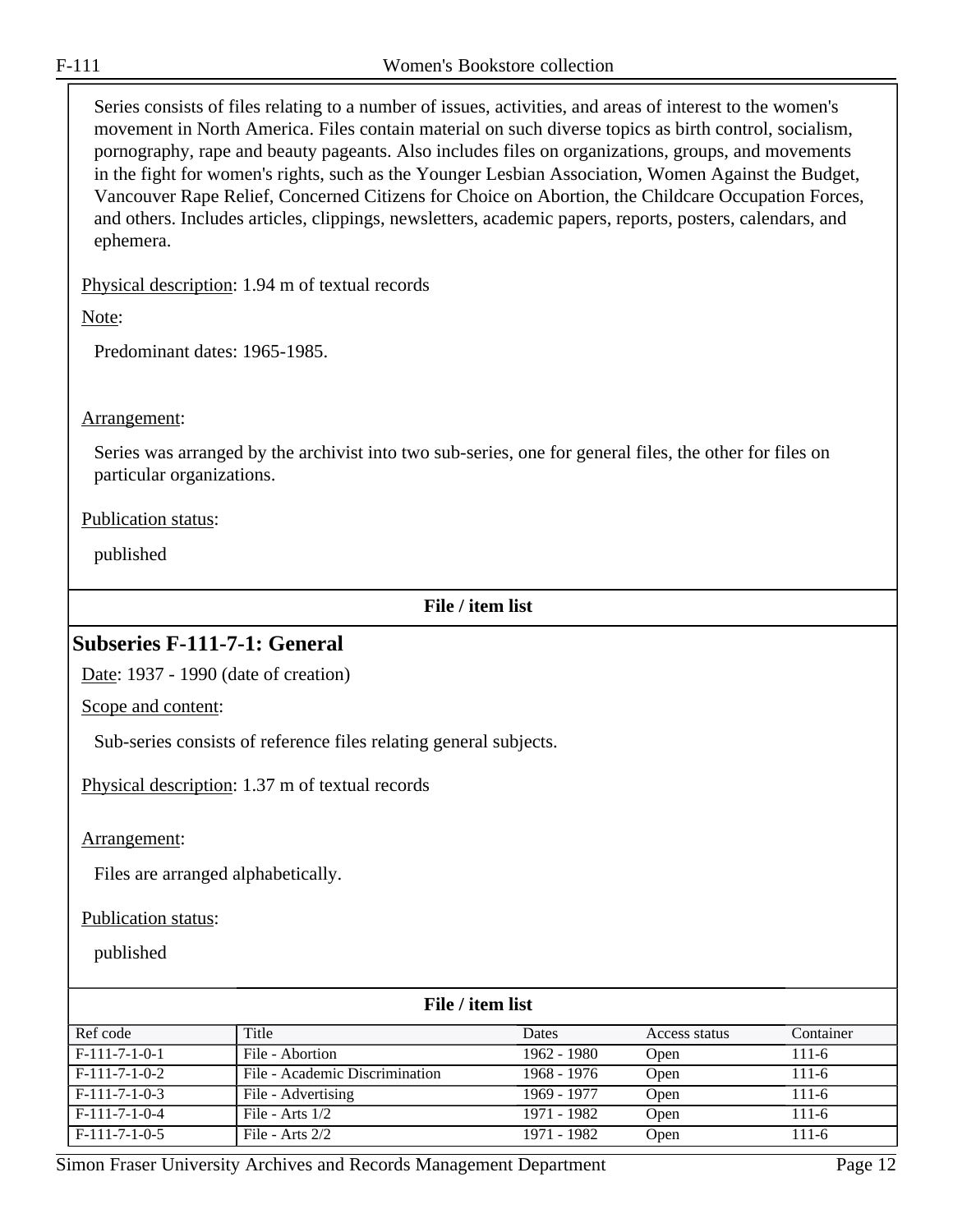Series consists of files relating to a number of issues, activities, and areas of interest to the women's movement in North America. Files contain material on such diverse topics as birth control, socialism, pornography, rape and beauty pageants. Also includes files on organizations, groups, and movements in the fight for women's rights, such as the Younger Lesbian Association, Women Against the Budget, Vancouver Rape Relief, Concerned Citizens for Choice on Abortion, the Childcare Occupation Forces, and others. Includes articles, clippings, newsletters, academic papers, reports, posters, calendars, and ephemera.

Physical description: 1.94 m of textual records

Note:

Predominant dates: 1965-1985.

Arrangement:

Series was arranged by the archivist into two sub-series, one for general files, the other for files on particular organizations.

Publication status:

published

**File / item list**

## Subseries F-111-7-1: General

Date: 1937 - 1990 (date of creation)

Scope and content:

Sub-series consists of reference files relating general subjects.

Physical description: 1.37 m of textual records

Arrangement:

Files are arranged alphabetically.

Publication status:

published

**File / item list**

| Ref code | Title | Dates | Access status | Container |
|---|---|---|---|---|
| F-111-7-1-0-1 | File - Abortion | 1962 - 1980 | Open | 111-6 |
| F-111-7-1-0-2 | File - Academic Discrimination | 1968 - 1976 | Open | 111-6 |
| F-111-7-1-0-3 | File - Advertising | 1969 - 1977 | Open | 111-6 |
| F-111-7-1-0-4 | File - Arts 1/2 | 1971 - 1982 | Open | 111-6 |
| F-111-7-1-0-5 | File - Arts 2/2 | 1971 - 1982 | Open | 111-6 |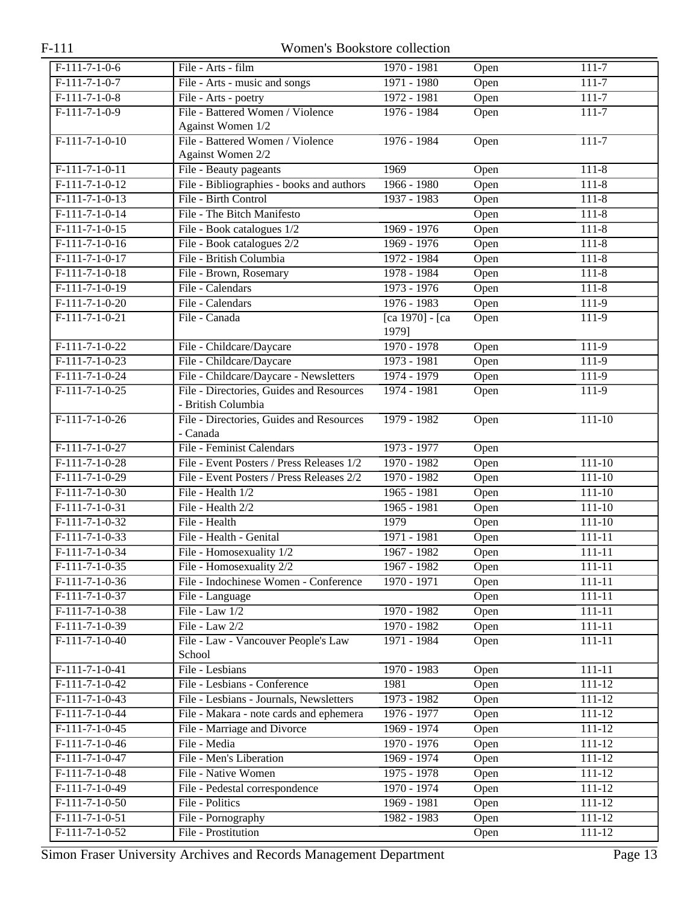| F-111-7-1-0-6 | File - Arts - film | 1970 - 1981 | Open | 111-7 |
|---|---|---|---|---|
| F-111-7-1-0-7 | File - Arts - music and songs | 1971 - 1980 | Open | 111-7 |
| F-111-7-1-0-8 | File - Arts - poetry | 1972 - 1981 | Open | 111-7 |
| F-111-7-1-0-9 | File - Battered Women / Violence Against Women 1/2 | 1976 - 1984 | Open | 111-7 |
| F-111-7-1-0-10 | File - Battered Women / Violence Against Women 2/2 | 1976 - 1984 | Open | 111-7 |
| F-111-7-1-0-11 | File - Beauty pageants | 1969 | Open | 111-8 |
| F-111-7-1-0-12 | File - Bibliographies - books and authors | 1966 - 1980 | Open | 111-8 |
| F-111-7-1-0-13 | File - Birth Control | 1937 - 1983 | Open | 111-8 |
| F-111-7-1-0-14 | File - The Bitch Manifesto | | Open | 111-8 |
| F-111-7-1-0-15 | File - Book catalogues 1/2 | 1969 - 1976 | Open | 111-8 |
| F-111-7-1-0-16 | File - Book catalogues 2/2 | 1969 - 1976 | Open | 111-8 |
| F-111-7-1-0-17 | File - British Columbia | 1972 - 1984 | Open | 111-8 |
| F-111-7-1-0-18 | File - Brown, Rosemary | 1978 - 1984 | Open | 111-8 |
| F-111-7-1-0-19 | File - Calendars | 1973 - 1976 | Open | 111-8 |
| F-111-7-1-0-20 | File - Calendars | 1976 - 1983 | Open | 111-9 |
| F-111-7-1-0-21 | File - Canada | [ca 1970] - [ca 1979] | Open | 111-9 |
| F-111-7-1-0-22 | File - Childcare/Daycare | 1970 - 1978 | Open | 111-9 |
| F-111-7-1-0-23 | File - Childcare/Daycare | 1973 - 1981 | Open | 111-9 |
| F-111-7-1-0-24 | File - Childcare/Daycare - Newsletters | 1974 - 1979 | Open | 111-9 |
| F-111-7-1-0-25 | File - Directories, Guides and Resources - British Columbia | 1974 - 1981 | Open | 111-9 |
| F-111-7-1-0-26 | File - Directories, Guides and Resources - Canada | 1979 - 1982 | Open | 111-10 |
| F-111-7-1-0-27 | File - Feminist Calendars | 1973 - 1977 | Open | |
| F-111-7-1-0-28 | File - Event Posters / Press Releases 1/2 | 1970 - 1982 | Open | 111-10 |
| F-111-7-1-0-29 | File - Event Posters / Press Releases 2/2 | 1970 - 1982 | Open | 111-10 |
| F-111-7-1-0-30 | File - Health 1/2 | 1965 - 1981 | Open | 111-10 |
| F-111-7-1-0-31 | File - Health 2/2 | 1965 - 1981 | Open | 111-10 |
| F-111-7-1-0-32 | File - Health | 1979 | Open | 111-10 |
| F-111-7-1-0-33 | File - Health - Genital | 1971 - 1981 | Open | 111-11 |
| F-111-7-1-0-34 | File - Homosexuality 1/2 | 1967 - 1982 | Open | 111-11 |
| F-111-7-1-0-35 | File - Homosexuality 2/2 | 1967 - 1982 | Open | 111-11 |
| F-111-7-1-0-36 | File - Indochinese Women - Conference | 1970 - 1971 | Open | 111-11 |
| F-111-7-1-0-37 | File - Language | | Open | 111-11 |
| F-111-7-1-0-38 | File - Law 1/2 | 1970 - 1982 | Open | 111-11 |
| F-111-7-1-0-39 | File - Law 2/2 | 1970 - 1982 | Open | 111-11 |
| F-111-7-1-0-40 | File - Law - Vancouver People's Law School | 1971 - 1984 | Open | 111-11 |
| F-111-7-1-0-41 | File - Lesbians | 1970 - 1983 | Open | 111-11 |
| F-111-7-1-0-42 | File - Lesbians - Conference | 1981 | Open | 111-12 |
| F-111-7-1-0-43 | File - Lesbians - Journals, Newsletters | 1973 - 1982 | Open | 111-12 |
| F-111-7-1-0-44 | File - Makara - note cards and ephemera | 1976 - 1977 | Open | 111-12 |
| F-111-7-1-0-45 | File - Marriage and Divorce | 1969 - 1974 | Open | 111-12 |
| F-111-7-1-0-46 | File - Media | 1970 - 1976 | Open | 111-12 |
| F-111-7-1-0-47 | File - Men's Liberation | 1969 - 1974 | Open | 111-12 |
| F-111-7-1-0-48 | File - Native Women | 1975 - 1978 | Open | 111-12 |
| F-111-7-1-0-49 | File - Pedestal correspondence | 1970 - 1974 | Open | 111-12 |
| F-111-7-1-0-50 | File - Politics | 1969 - 1981 | Open | 111-12 |
| F-111-7-1-0-51 | File - Pornography | 1982 - 1983 | Open | 111-12 |
| F-111-7-1-0-52 | File - Prostitution | | Open | 111-12 |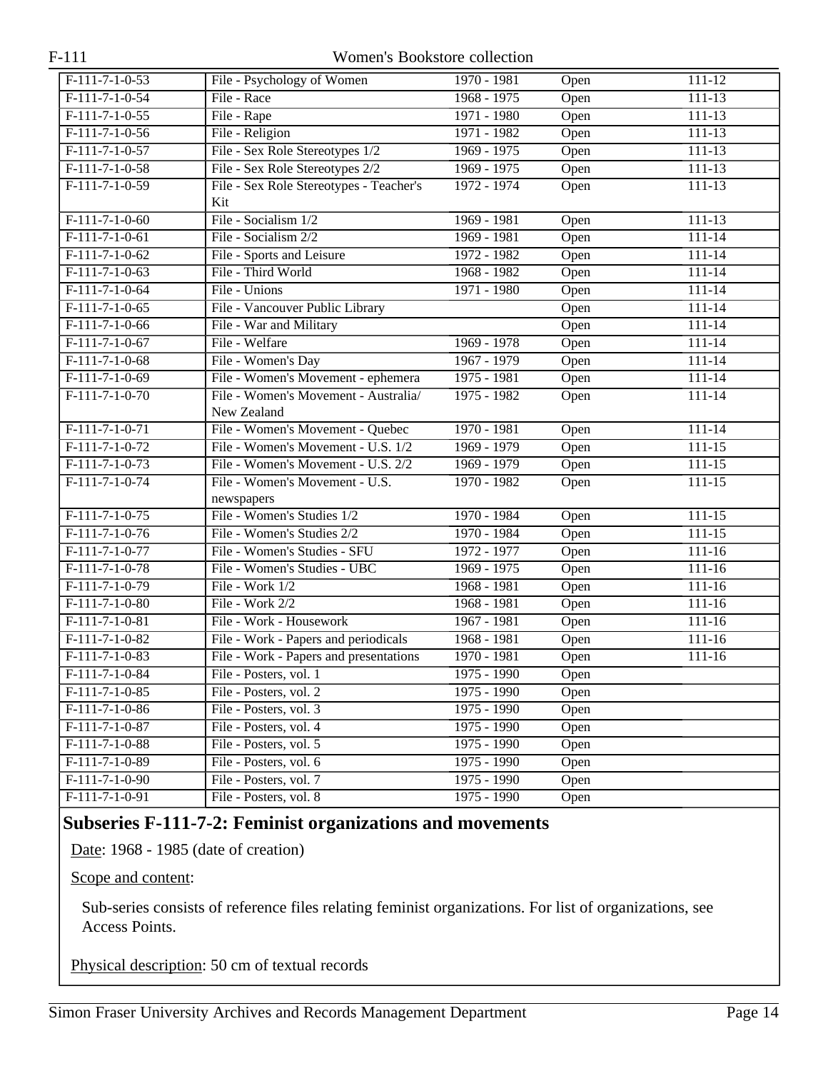| | | | | |
|---|---|---|---|---|
| F-111-7-1-0-53 | File - Psychology of Women | 1970 - 1981 | Open | 111-12 |
| F-111-7-1-0-54 | File - Race | 1968 - 1975 | Open | 111-13 |
| F-111-7-1-0-55 | File - Rape | 1971 - 1980 | Open | 111-13 |
| F-111-7-1-0-56 | File - Religion | 1971 - 1982 | Open | 111-13 |
| F-111-7-1-0-57 | File - Sex Role Stereotypes 1/2 | 1969 - 1975 | Open | 111-13 |
| F-111-7-1-0-58 | File - Sex Role Stereotypes 2/2 | 1969 - 1975 | Open | 111-13 |
| F-111-7-1-0-59 | File - Sex Role Stereotypes - Teacher's Kit | 1972 - 1974 | Open | 111-13 |
| F-111-7-1-0-60 | File - Socialism 1/2 | 1969 - 1981 | Open | 111-13 |
| F-111-7-1-0-61 | File - Socialism 2/2 | 1969 - 1981 | Open | 111-14 |
| F-111-7-1-0-62 | File - Sports and Leisure | 1972 - 1982 | Open | 111-14 |
| F-111-7-1-0-63 | File - Third World | 1968 - 1982 | Open | 111-14 |
| F-111-7-1-0-64 | File - Unions | 1971 - 1980 | Open | 111-14 |
| F-111-7-1-0-65 | File - Vancouver Public Library | | Open | 111-14 |
| F-111-7-1-0-66 | File - War and Military | | Open | 111-14 |
| F-111-7-1-0-67 | File - Welfare | 1969 - 1978 | Open | 111-14 |
| F-111-7-1-0-68 | File - Women's Day | 1967 - 1979 | Open | 111-14 |
| F-111-7-1-0-69 | File - Women's Movement - ephemera | 1975 - 1981 | Open | 111-14 |
| F-111-7-1-0-70 | File - Women's Movement - Australia/ New Zealand | 1975 - 1982 | Open | 111-14 |
| F-111-7-1-0-71 | File - Women's Movement - Quebec | 1970 - 1981 | Open | 111-14 |
| F-111-7-1-0-72 | File - Women's Movement - U.S. 1/2 | 1969 - 1979 | Open | 111-15 |
| F-111-7-1-0-73 | File - Women's Movement - U.S. 2/2 | 1969 - 1979 | Open | 111-15 |
| F-111-7-1-0-74 | File - Women's Movement - U.S. newspapers | 1970 - 1982 | Open | 111-15 |
| F-111-7-1-0-75 | File - Women's Studies 1/2 | 1970 - 1984 | Open | 111-15 |
| F-111-7-1-0-76 | File - Women's Studies 2/2 | 1970 - 1984 | Open | 111-15 |
| F-111-7-1-0-77 | File - Women's Studies - SFU | 1972 - 1977 | Open | 111-16 |
| F-111-7-1-0-78 | File - Women's Studies - UBC | 1969 - 1975 | Open | 111-16 |
| F-111-7-1-0-79 | File - Work 1/2 | 1968 - 1981 | Open | 111-16 |
| F-111-7-1-0-80 | File - Work 2/2 | 1968 - 1981 | Open | 111-16 |
| F-111-7-1-0-81 | File - Work - Housework | 1967 - 1981 | Open | 111-16 |
| F-111-7-1-0-82 | File - Work - Papers and periodicals | 1968 - 1981 | Open | 111-16 |
| F-111-7-1-0-83 | File - Work - Papers and presentations | 1970 - 1981 | Open | 111-16 |
| F-111-7-1-0-84 | File - Posters, vol. 1 | 1975 - 1990 | Open | |
| F-111-7-1-0-85 | File - Posters, vol. 2 | 1975 - 1990 | Open | |
| F-111-7-1-0-86 | File - Posters, vol. 3 | 1975 - 1990 | Open | |
| F-111-7-1-0-87 | File - Posters, vol. 4 | 1975 - 1990 | Open | |
| F-111-7-1-0-88 | File - Posters, vol. 5 | 1975 - 1990 | Open | |
| F-111-7-1-0-89 | File - Posters, vol. 6 | 1975 - 1990 | Open | |
| F-111-7-1-0-90 | File - Posters, vol. 7 | 1975 - 1990 | Open | |
| F-111-7-1-0-91 | File - Posters, vol. 8 | 1975 - 1990 | Open | |

## Subseries F-111-7-2: Feminist organizations and movements

Date: 1968 - 1985 (date of creation)

Scope and content:

Sub-series consists of reference files relating feminist organizations. For list of organizations, see Access Points.

Physical description: 50 cm of textual records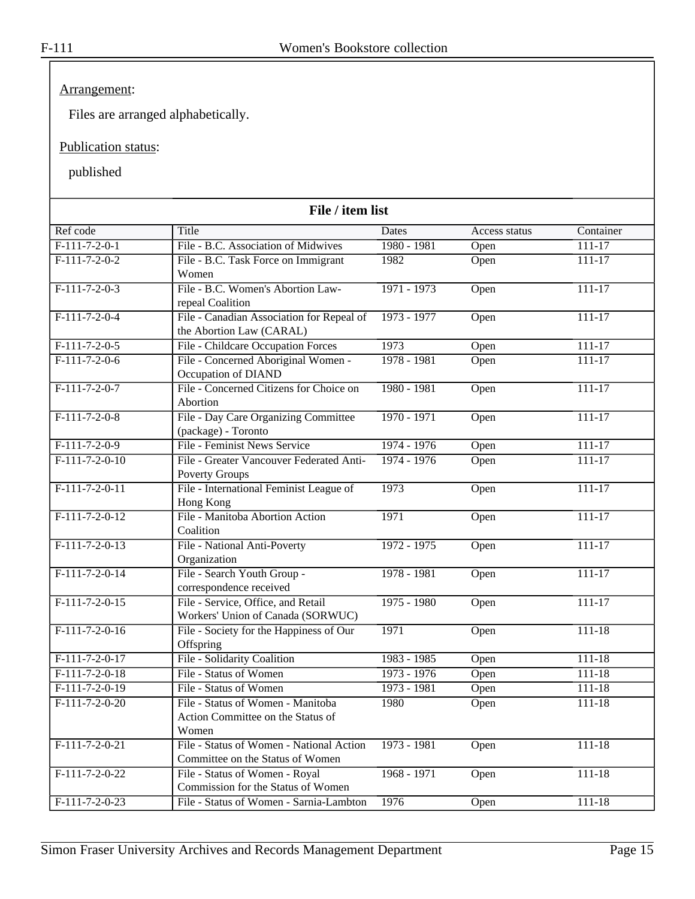Arrangement:

Files are arranged alphabetically.

Publication status:

published

**File / item list**

| Ref code | Title | Dates | Access status | Container |
|---|---|---|---|---|
| F-111-7-2-0-1 | File - B.C. Association of Midwives | 1980 - 1981 | Open | 111-17 |
| F-111-7-2-0-2 | File - B.C. Task Force on Immigrant Women | 1982 | Open | 111-17 |
| F-111-7-2-0-3 | File - B.C. Women's Abortion Law-repeal Coalition | 1971 - 1973 | Open | 111-17 |
| F-111-7-2-0-4 | File - Canadian Association for Repeal of the Abortion Law (CARAL) | 1973 - 1977 | Open | 111-17 |
| F-111-7-2-0-5 | File - Childcare Occupation Forces | 1973 | Open | 111-17 |
| F-111-7-2-0-6 | File - Concerned Aboriginal Women - Occupation of DIAND | 1978 - 1981 | Open | 111-17 |
| F-111-7-2-0-7 | File - Concerned Citizens for Choice on Abortion | 1980 - 1981 | Open | 111-17 |
| F-111-7-2-0-8 | File - Day Care Organizing Committee (package) - Toronto | 1970 - 1971 | Open | 111-17 |
| F-111-7-2-0-9 | File - Feminist News Service | 1974 - 1976 | Open | 111-17 |
| F-111-7-2-0-10 | File - Greater Vancouver Federated Anti-Poverty Groups | 1974 - 1976 | Open | 111-17 |
| F-111-7-2-0-11 | File - International Feminist League of Hong Kong | 1973 | Open | 111-17 |
| F-111-7-2-0-12 | File - Manitoba Abortion Action Coalition | 1971 | Open | 111-17 |
| F-111-7-2-0-13 | File - National Anti-Poverty Organization | 1972 - 1975 | Open | 111-17 |
| F-111-7-2-0-14 | File - Search Youth Group - correspondence received | 1978 - 1981 | Open | 111-17 |
| F-111-7-2-0-15 | File - Service, Office, and Retail Workers' Union of Canada (SORWUC) | 1975 - 1980 | Open | 111-17 |
| F-111-7-2-0-16 | File - Society for the Happiness of Our Offspring | 1971 | Open | 111-18 |
| F-111-7-2-0-17 | File - Solidarity Coalition | 1983 - 1985 | Open | 111-18 |
| F-111-7-2-0-18 | File - Status of Women | 1973 - 1976 | Open | 111-18 |
| F-111-7-2-0-19 | File - Status of Women | 1973 - 1981 | Open | 111-18 |
| F-111-7-2-0-20 | File - Status of Women - Manitoba Action Committee on the Status of Women | 1980 | Open | 111-18 |
| F-111-7-2-0-21 | File - Status of Women - National Action Committee on the Status of Women | 1973 - 1981 | Open | 111-18 |
| F-111-7-2-0-22 | File - Status of Women - Royal Commission for the Status of Women | 1968 - 1971 | Open | 111-18 |
| F-111-7-2-0-23 | File - Status of Women - Sarnia-Lambton | 1976 | Open | 111-18 |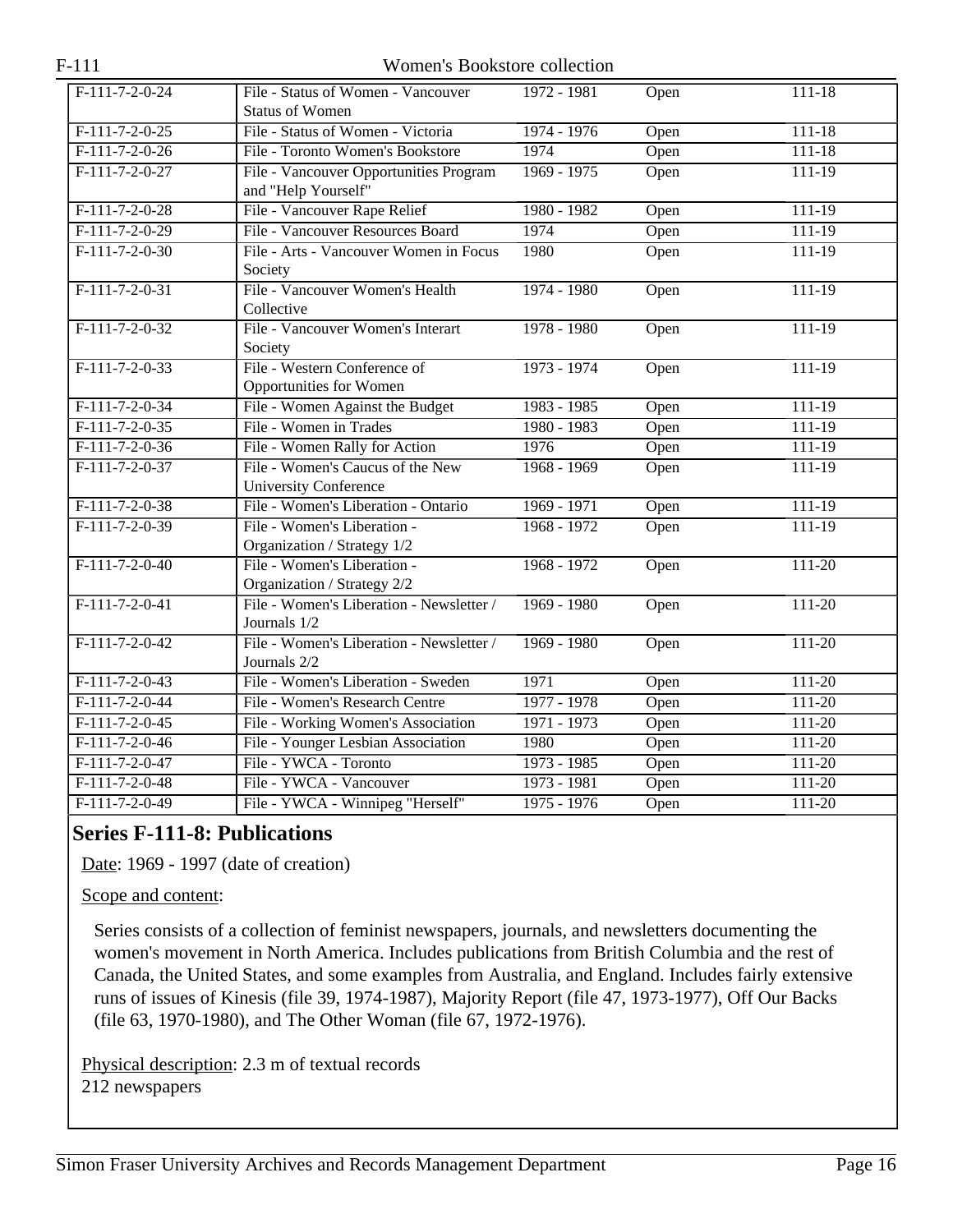| | | | | |
|---|---|---|---|---|
| F-111-7-2-0-24 | File - Status of Women - Vancouver Status of Women | 1972 - 1981 | Open | 111-18 |
| F-111-7-2-0-25 | File - Status of Women - Victoria | 1974 - 1976 | Open | 111-18 |
| F-111-7-2-0-26 | File - Toronto Women's Bookstore | 1974 | Open | 111-18 |
| F-111-7-2-0-27 | File - Vancouver Opportunities Program and "Help Yourself" | 1969 - 1975 | Open | 111-19 |
| F-111-7-2-0-28 | File - Vancouver Rape Relief | 1980 - 1982 | Open | 111-19 |
| F-111-7-2-0-29 | File - Vancouver Resources Board | 1974 | Open | 111-19 |
| F-111-7-2-0-30 | File - Arts - Vancouver Women in Focus Society | 1980 | Open | 111-19 |
| F-111-7-2-0-31 | File - Vancouver Women's Health Collective | 1974 - 1980 | Open | 111-19 |
| F-111-7-2-0-32 | File - Vancouver Women's Interart Society | 1978 - 1980 | Open | 111-19 |
| F-111-7-2-0-33 | File - Western Conference of Opportunities for Women | 1973 - 1974 | Open | 111-19 |
| F-111-7-2-0-34 | File - Women Against the Budget | 1983 - 1985 | Open | 111-19 |
| F-111-7-2-0-35 | File - Women in Trades | 1980 - 1983 | Open | 111-19 |
| F-111-7-2-0-36 | File - Women Rally for Action | 1976 | Open | 111-19 |
| F-111-7-2-0-37 | File - Women's Caucus of the New University Conference | 1968 - 1969 | Open | 111-19 |
| F-111-7-2-0-38 | File - Women's Liberation - Ontario | 1969 - 1971 | Open | 111-19 |
| F-111-7-2-0-39 | File - Women's Liberation - Organization / Strategy 1/2 | 1968 - 1972 | Open | 111-19 |
| F-111-7-2-0-40 | File - Women's Liberation - Organization / Strategy 2/2 | 1968 - 1972 | Open | 111-20 |
| F-111-7-2-0-41 | File - Women's Liberation - Newsletter / Journals 1/2 | 1969 - 1980 | Open | 111-20 |
| F-111-7-2-0-42 | File - Women's Liberation - Newsletter / Journals 2/2 | 1969 - 1980 | Open | 111-20 |
| F-111-7-2-0-43 | File - Women's Liberation - Sweden | 1971 | Open | 111-20 |
| F-111-7-2-0-44 | File - Women's Research Centre | 1977 - 1978 | Open | 111-20 |
| F-111-7-2-0-45 | File - Working Women's Association | 1971 - 1973 | Open | 111-20 |
| F-111-7-2-0-46 | File - Younger Lesbian Association | 1980 | Open | 111-20 |
| F-111-7-2-0-47 | File - YWCA - Toronto | 1973 - 1985 | Open | 111-20 |
| F-111-7-2-0-48 | File - YWCA - Vancouver | 1973 - 1981 | Open | 111-20 |
| F-111-7-2-0-49 | File - YWCA - Winnipeg "Herself" | 1975 - 1976 | Open | 111-20 |

## Series F-111-8: Publications

Date: 1969 - 1997 (date of creation)

Scope and content:

Series consists of a collection of feminist newspapers, journals, and newsletters documenting the women's movement in North America. Includes publications from British Columbia and the rest of Canada, the United States, and some examples from Australia, and England. Includes fairly extensive runs of issues of Kinesis (file 39, 1974-1987), Majority Report (file 47, 1973-1977), Off Our Backs (file 63, 1970-1980), and The Other Woman (file 67, 1972-1976).

Physical description: 2.3 m of textual records
212 newspapers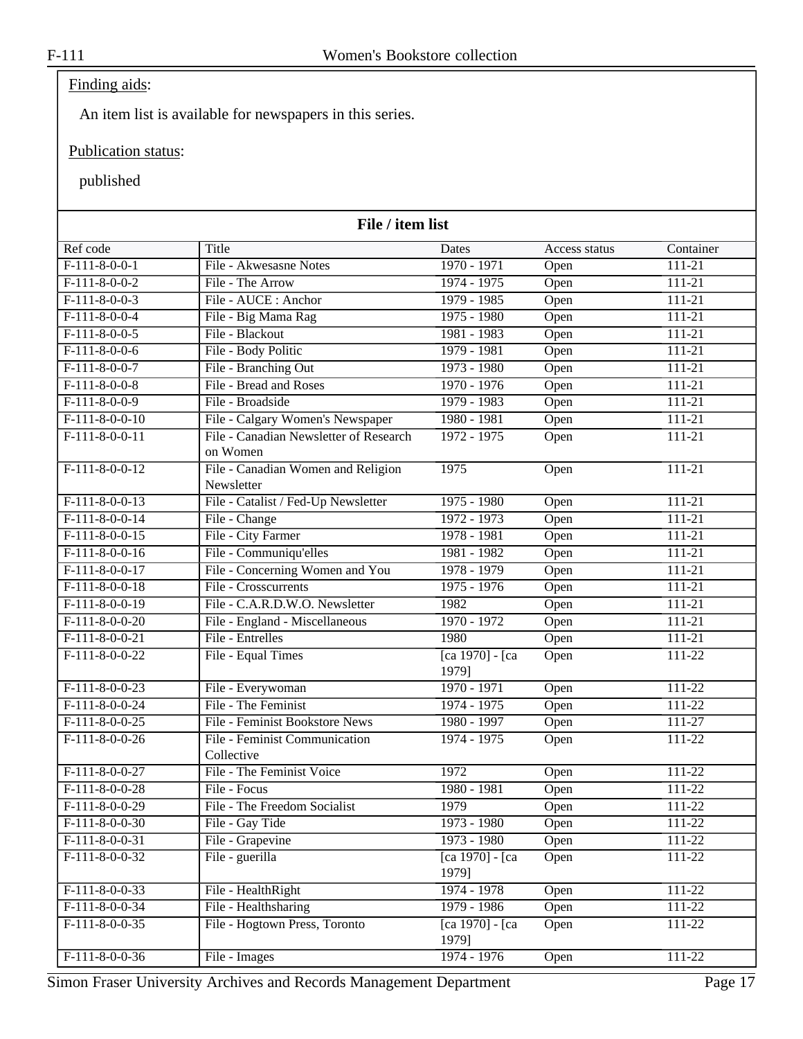Finding aids:

An item list is available for newspapers in this series.

Publication status:

published

**File / item list**

| Ref code | Title | Dates | Access status | Container |
|---|---|---|---|---|
| F-111-8-0-0-1 | File - Akwesasne Notes | 1970 - 1971 | Open | 111-21 |
| F-111-8-0-0-2 | File - The Arrow | 1974 - 1975 | Open | 111-21 |
| F-111-8-0-0-3 | File - AUCE : Anchor | 1979 - 1985 | Open | 111-21 |
| F-111-8-0-0-4 | File - Big Mama Rag | 1975 - 1980 | Open | 111-21 |
| F-111-8-0-0-5 | File - Blackout | 1981 - 1983 | Open | 111-21 |
| F-111-8-0-0-6 | File - Body Politic | 1979 - 1981 | Open | 111-21 |
| F-111-8-0-0-7 | File - Branching Out | 1973 - 1980 | Open | 111-21 |
| F-111-8-0-0-8 | File - Bread and Roses | 1970 - 1976 | Open | 111-21 |
| F-111-8-0-0-9 | File - Broadside | 1979 - 1983 | Open | 111-21 |
| F-111-8-0-0-10 | File - Calgary Women's Newspaper | 1980 - 1981 | Open | 111-21 |
| F-111-8-0-0-11 | File - Canadian Newsletter of Research on Women | 1972 - 1975 | Open | 111-21 |
| F-111-8-0-0-12 | File - Canadian Women and Religion Newsletter | 1975 | Open | 111-21 |
| F-111-8-0-0-13 | File - Catalist / Fed-Up Newsletter | 1975 - 1980 | Open | 111-21 |
| F-111-8-0-0-14 | File - Change | 1972 - 1973 | Open | 111-21 |
| F-111-8-0-0-15 | File - City Farmer | 1978 - 1981 | Open | 111-21 |
| F-111-8-0-0-16 | File - Communiqu'elles | 1981 - 1982 | Open | 111-21 |
| F-111-8-0-0-17 | File - Concerning Women and You | 1978 - 1979 | Open | 111-21 |
| F-111-8-0-0-18 | File - Crosscurrents | 1975 - 1976 | Open | 111-21 |
| F-111-8-0-0-19 | File - C.A.R.D.W.O. Newsletter | 1982 | Open | 111-21 |
| F-111-8-0-0-20 | File - England - Miscellaneous | 1970 - 1972 | Open | 111-21 |
| F-111-8-0-0-21 | File - Entrelles | 1980 | Open | 111-21 |
| F-111-8-0-0-22 | File - Equal Times | [ca 1970] - [ca 1979] | Open | 111-22 |
| F-111-8-0-0-23 | File - Everywoman | 1970 - 1971 | Open | 111-22 |
| F-111-8-0-0-24 | File - The Feminist | 1974 - 1975 | Open | 111-22 |
| F-111-8-0-0-25 | File - Feminist Bookstore News | 1980 - 1997 | Open | 111-27 |
| F-111-8-0-0-26 | File - Feminist Communication Collective | 1974 - 1975 | Open | 111-22 |
| F-111-8-0-0-27 | File - The Feminist Voice | 1972 | Open | 111-22 |
| F-111-8-0-0-28 | File - Focus | 1980 - 1981 | Open | 111-22 |
| F-111-8-0-0-29 | File - The Freedom Socialist | 1979 | Open | 111-22 |
| F-111-8-0-0-30 | File - Gay Tide | 1973 - 1980 | Open | 111-22 |
| F-111-8-0-0-31 | File - Grapevine | 1973 - 1980 | Open | 111-22 |
| F-111-8-0-0-32 | File - guerilla | [ca 1970] - [ca 1979] | Open | 111-22 |
| F-111-8-0-0-33 | File - HealthRight | 1974 - 1978 | Open | 111-22 |
| F-111-8-0-0-34 | File - Healthsharing | 1979 - 1986 | Open | 111-22 |
| F-111-8-0-0-35 | File - Hogtown Press, Toronto | [ca 1970] - [ca 1979] | Open | 111-22 |
| F-111-8-0-0-36 | File - Images | 1974 - 1976 | Open | 111-22 |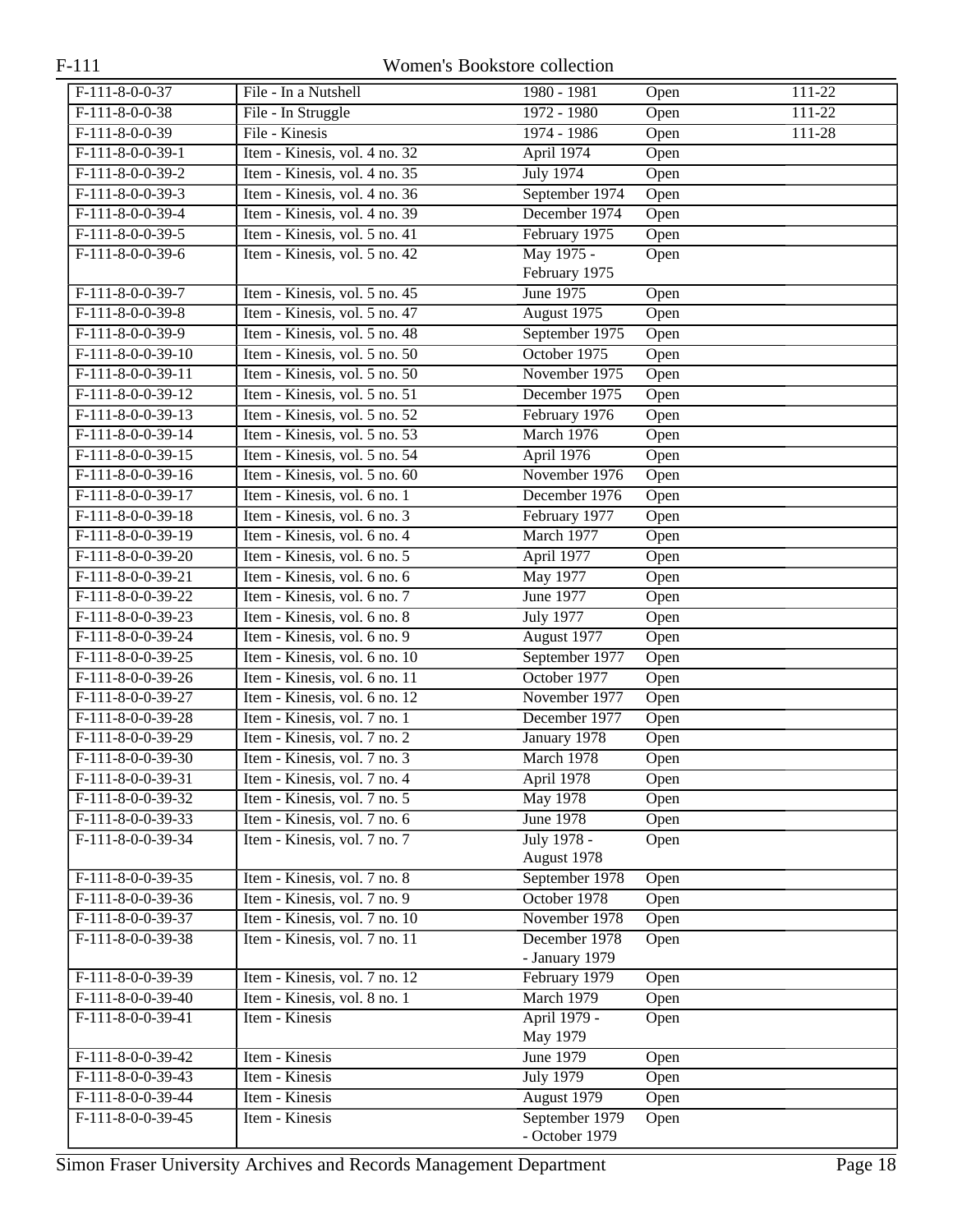| | | | | |
|---|---|---|---|---|
| F-111-8-0-0-37 | File - In a Nutshell | 1980 - 1981 | Open | 111-22 |
| F-111-8-0-0-38 | File - In Struggle | 1972 - 1980 | Open | 111-22 |
| F-111-8-0-0-39 | File - Kinesis | 1974 - 1986 | Open | 111-28 |
| F-111-8-0-0-39-1 | Item - Kinesis, vol. 4 no. 32 | April 1974 | Open | |
| F-111-8-0-0-39-2 | Item - Kinesis, vol. 4 no. 35 | July 1974 | Open | |
| F-111-8-0-0-39-3 | Item - Kinesis, vol. 4 no. 36 | September 1974 | Open | |
| F-111-8-0-0-39-4 | Item - Kinesis, vol. 4 no. 39 | December 1974 | Open | |
| F-111-8-0-0-39-5 | Item - Kinesis, vol. 5 no. 41 | February 1975 | Open | |
| F-111-8-0-0-39-6 | Item - Kinesis, vol. 5 no. 42 | May 1975 - February 1975 | Open | |
| F-111-8-0-0-39-7 | Item - Kinesis, vol. 5 no. 45 | June 1975 | Open | |
| F-111-8-0-0-39-8 | Item - Kinesis, vol. 5 no. 47 | August 1975 | Open | |
| F-111-8-0-0-39-9 | Item - Kinesis, vol. 5 no. 48 | September 1975 | Open | |
| F-111-8-0-0-39-10 | Item - Kinesis, vol. 5 no. 50 | October 1975 | Open | |
| F-111-8-0-0-39-11 | Item - Kinesis, vol. 5 no. 50 | November 1975 | Open | |
| F-111-8-0-0-39-12 | Item - Kinesis, vol. 5 no. 51 | December 1975 | Open | |
| F-111-8-0-0-39-13 | Item - Kinesis, vol. 5 no. 52 | February 1976 | Open | |
| F-111-8-0-0-39-14 | Item - Kinesis, vol. 5 no. 53 | March 1976 | Open | |
| F-111-8-0-0-39-15 | Item - Kinesis, vol. 5 no. 54 | April 1976 | Open | |
| F-111-8-0-0-39-16 | Item - Kinesis, vol. 5 no. 60 | November 1976 | Open | |
| F-111-8-0-0-39-17 | Item - Kinesis, vol. 6 no. 1 | December 1976 | Open | |
| F-111-8-0-0-39-18 | Item - Kinesis, vol. 6 no. 3 | February 1977 | Open | |
| F-111-8-0-0-39-19 | Item - Kinesis, vol. 6 no. 4 | March 1977 | Open | |
| F-111-8-0-0-39-20 | Item - Kinesis, vol. 6 no. 5 | April 1977 | Open | |
| F-111-8-0-0-39-21 | Item - Kinesis, vol. 6 no. 6 | May 1977 | Open | |
| F-111-8-0-0-39-22 | Item - Kinesis, vol. 6 no. 7 | June 1977 | Open | |
| F-111-8-0-0-39-23 | Item - Kinesis, vol. 6 no. 8 | July 1977 | Open | |
| F-111-8-0-0-39-24 | Item - Kinesis, vol. 6 no. 9 | August 1977 | Open | |
| F-111-8-0-0-39-25 | Item - Kinesis, vol. 6 no. 10 | September 1977 | Open | |
| F-111-8-0-0-39-26 | Item - Kinesis, vol. 6 no. 11 | October 1977 | Open | |
| F-111-8-0-0-39-27 | Item - Kinesis, vol. 6 no. 12 | November 1977 | Open | |
| F-111-8-0-0-39-28 | Item - Kinesis, vol. 7 no. 1 | December 1977 | Open | |
| F-111-8-0-0-39-29 | Item - Kinesis, vol. 7 no. 2 | January 1978 | Open | |
| F-111-8-0-0-39-30 | Item - Kinesis, vol. 7 no. 3 | March 1978 | Open | |
| F-111-8-0-0-39-31 | Item - Kinesis, vol. 7 no. 4 | April 1978 | Open | |
| F-111-8-0-0-39-32 | Item - Kinesis, vol. 7 no. 5 | May 1978 | Open | |
| F-111-8-0-0-39-33 | Item - Kinesis, vol. 7 no. 6 | June 1978 | Open | |
| F-111-8-0-0-39-34 | Item - Kinesis, vol. 7 no. 7 | July 1978 - August 1978 | Open | |
| F-111-8-0-0-39-35 | Item - Kinesis, vol. 7 no. 8 | September 1978 | Open | |
| F-111-8-0-0-39-36 | Item - Kinesis, vol. 7 no. 9 | October 1978 | Open | |
| F-111-8-0-0-39-37 | Item - Kinesis, vol. 7 no. 10 | November 1978 | Open | |
| F-111-8-0-0-39-38 | Item - Kinesis, vol. 7 no. 11 | December 1978 - January 1979 | Open | |
| F-111-8-0-0-39-39 | Item - Kinesis, vol. 7 no. 12 | February 1979 | Open | |
| F-111-8-0-0-39-40 | Item - Kinesis, vol. 8 no. 1 | March 1979 | Open | |
| F-111-8-0-0-39-41 | Item - Kinesis | April 1979 - May 1979 | Open | |
| F-111-8-0-0-39-42 | Item - Kinesis | June 1979 | Open | |
| F-111-8-0-0-39-43 | Item - Kinesis | July 1979 | Open | |
| F-111-8-0-0-39-44 | Item - Kinesis | August 1979 | Open | |
| F-111-8-0-0-39-45 | Item - Kinesis | September 1979 - October 1979 | Open | |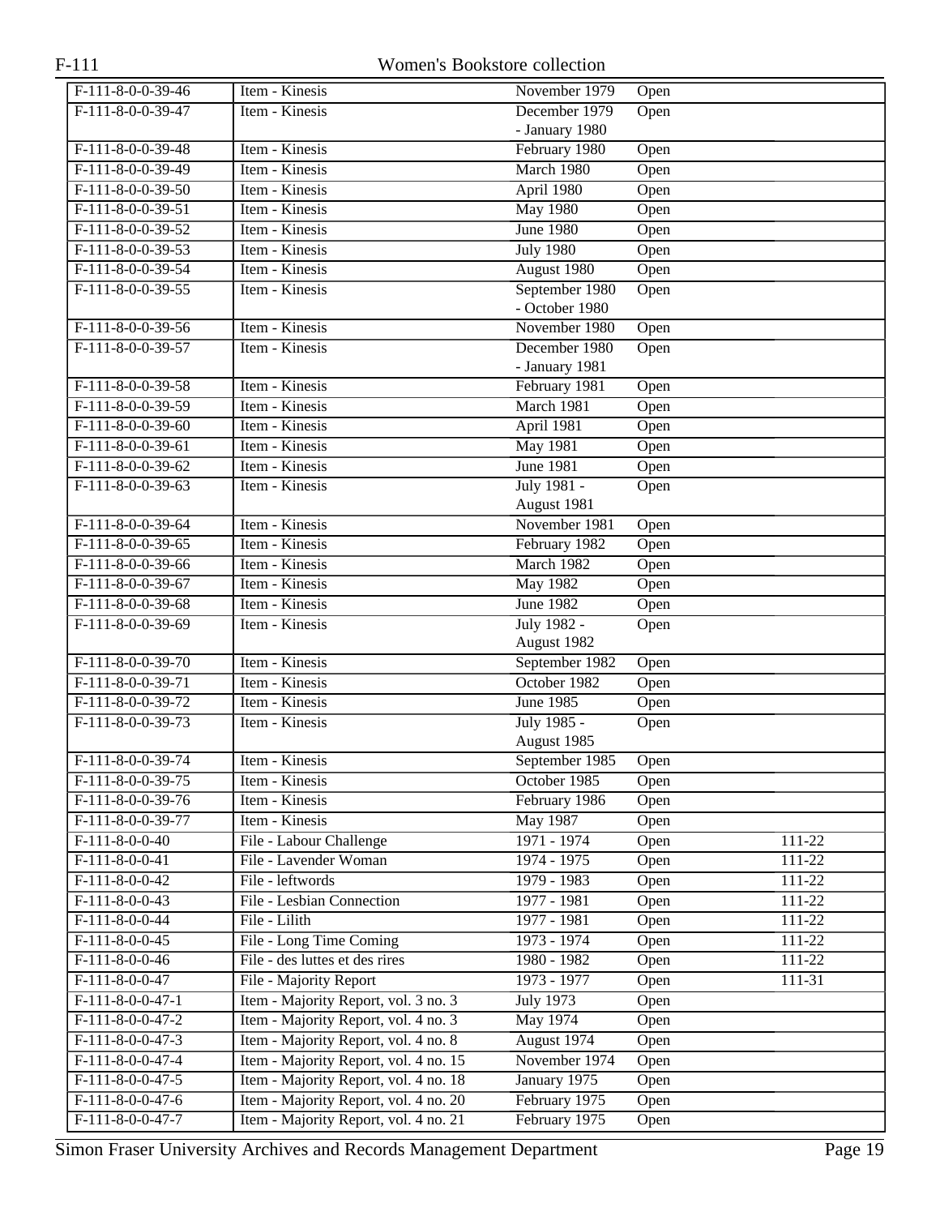| | | | | |
|---|---|---|---|---|
| F-111-8-0-0-39-46 | Item - Kinesis | November 1979 | Open | |
| F-111-8-0-0-39-47 | Item - Kinesis | December 1979 - January 1980 | Open | |
| F-111-8-0-0-39-48 | Item - Kinesis | February 1980 | Open | |
| F-111-8-0-0-39-49 | Item - Kinesis | March 1980 | Open | |
| F-111-8-0-0-39-50 | Item - Kinesis | April 1980 | Open | |
| F-111-8-0-0-39-51 | Item - Kinesis | May 1980 | Open | |
| F-111-8-0-0-39-52 | Item - Kinesis | June 1980 | Open | |
| F-111-8-0-0-39-53 | Item - Kinesis | July 1980 | Open | |
| F-111-8-0-0-39-54 | Item - Kinesis | August 1980 | Open | |
| F-111-8-0-0-39-55 | Item - Kinesis | September 1980 - October 1980 | Open | |
| F-111-8-0-0-39-56 | Item - Kinesis | November 1980 | Open | |
| F-111-8-0-0-39-57 | Item - Kinesis | December 1980 - January 1981 | Open | |
| F-111-8-0-0-39-58 | Item - Kinesis | February 1981 | Open | |
| F-111-8-0-0-39-59 | Item - Kinesis | March 1981 | Open | |
| F-111-8-0-0-39-60 | Item - Kinesis | April 1981 | Open | |
| F-111-8-0-0-39-61 | Item - Kinesis | May 1981 | Open | |
| F-111-8-0-0-39-62 | Item - Kinesis | June 1981 | Open | |
| F-111-8-0-0-39-63 | Item - Kinesis | July 1981 - August 1981 | Open | |
| F-111-8-0-0-39-64 | Item - Kinesis | November 1981 | Open | |
| F-111-8-0-0-39-65 | Item - Kinesis | February 1982 | Open | |
| F-111-8-0-0-39-66 | Item - Kinesis | March 1982 | Open | |
| F-111-8-0-0-39-67 | Item - Kinesis | May 1982 | Open | |
| F-111-8-0-0-39-68 | Item - Kinesis | June 1982 | Open | |
| F-111-8-0-0-39-69 | Item - Kinesis | July 1982 - August 1982 | Open | |
| F-111-8-0-0-39-70 | Item - Kinesis | September 1982 | Open | |
| F-111-8-0-0-39-71 | Item - Kinesis | October 1982 | Open | |
| F-111-8-0-0-39-72 | Item - Kinesis | June 1985 | Open | |
| F-111-8-0-0-39-73 | Item - Kinesis | July 1985 - August 1985 | Open | |
| F-111-8-0-0-39-74 | Item - Kinesis | September 1985 | Open | |
| F-111-8-0-0-39-75 | Item - Kinesis | October 1985 | Open | |
| F-111-8-0-0-39-76 | Item - Kinesis | February 1986 | Open | |
| F-111-8-0-0-39-77 | Item - Kinesis | May 1987 | Open | |
| F-111-8-0-0-40 | File - Labour Challenge | 1971 - 1974 | Open | 111-22 |
| F-111-8-0-0-41 | File - Lavender Woman | 1974 - 1975 | Open | 111-22 |
| F-111-8-0-0-42 | File - leftwords | 1979 - 1983 | Open | 111-22 |
| F-111-8-0-0-43 | File - Lesbian Connection | 1977 - 1981 | Open | 111-22 |
| F-111-8-0-0-44 | File - Lilith | 1977 - 1981 | Open | 111-22 |
| F-111-8-0-0-45 | File - Long Time Coming | 1973 - 1974 | Open | 111-22 |
| F-111-8-0-0-46 | File - des luttes et des rires | 1980 - 1982 | Open | 111-22 |
| F-111-8-0-0-47 | File - Majority Report | 1973 - 1977 | Open | 111-31 |
| F-111-8-0-0-47-1 | Item - Majority Report, vol. 3 no. 3 | July 1973 | Open | |
| F-111-8-0-0-47-2 | Item - Majority Report, vol. 4 no. 3 | May 1974 | Open | |
| F-111-8-0-0-47-3 | Item - Majority Report, vol. 4 no. 8 | August 1974 | Open | |
| F-111-8-0-0-47-4 | Item - Majority Report, vol. 4 no. 15 | November 1974 | Open | |
| F-111-8-0-0-47-5 | Item - Majority Report, vol. 4 no. 18 | January 1975 | Open | |
| F-111-8-0-0-47-6 | Item - Majority Report, vol. 4 no. 20 | February 1975 | Open | |
| F-111-8-0-0-47-7 | Item - Majority Report, vol. 4 no. 21 | February 1975 | Open | |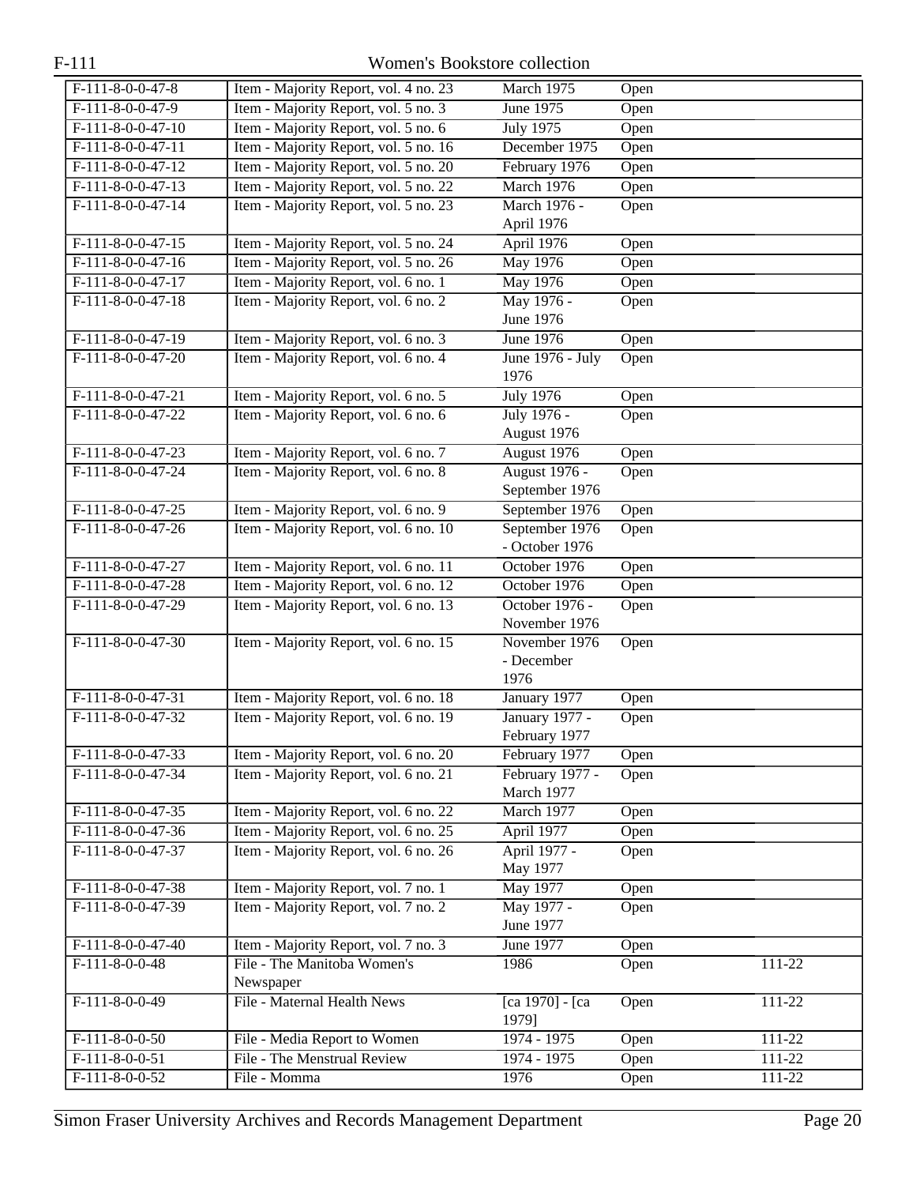| | | | | |
|---|---|---|---|---|
| F-111-8-0-0-47-8 | Item - Majority Report, vol. 4 no. 23 | March 1975 | Open | |
| F-111-8-0-0-47-9 | Item - Majority Report, vol. 5 no. 3 | June 1975 | Open | |
| F-111-8-0-0-47-10 | Item - Majority Report, vol. 5 no. 6 | July 1975 | Open | |
| F-111-8-0-0-47-11 | Item - Majority Report, vol. 5 no. 16 | December 1975 | Open | |
| F-111-8-0-0-47-12 | Item - Majority Report, vol. 5 no. 20 | February 1976 | Open | |
| F-111-8-0-0-47-13 | Item - Majority Report, vol. 5 no. 22 | March 1976 | Open | |
| F-111-8-0-0-47-14 | Item - Majority Report, vol. 5 no. 23 | March 1976 - April 1976 | Open | |
| F-111-8-0-0-47-15 | Item - Majority Report, vol. 5 no. 24 | April 1976 | Open | |
| F-111-8-0-0-47-16 | Item - Majority Report, vol. 5 no. 26 | May 1976 | Open | |
| F-111-8-0-0-47-17 | Item - Majority Report, vol. 6 no. 1 | May 1976 | Open | |
| F-111-8-0-0-47-18 | Item - Majority Report, vol. 6 no. 2 | May 1976 - June 1976 | Open | |
| F-111-8-0-0-47-19 | Item - Majority Report, vol. 6 no. 3 | June 1976 | Open | |
| F-111-8-0-0-47-20 | Item - Majority Report, vol. 6 no. 4 | June 1976 - July 1976 | Open | |
| F-111-8-0-0-47-21 | Item - Majority Report, vol. 6 no. 5 | July 1976 | Open | |
| F-111-8-0-0-47-22 | Item - Majority Report, vol. 6 no. 6 | July 1976 - August 1976 | Open | |
| F-111-8-0-0-47-23 | Item - Majority Report, vol. 6 no. 7 | August 1976 | Open | |
| F-111-8-0-0-47-24 | Item - Majority Report, vol. 6 no. 8 | August 1976 - September 1976 | Open | |
| F-111-8-0-0-47-25 | Item - Majority Report, vol. 6 no. 9 | September 1976 | Open | |
| F-111-8-0-0-47-26 | Item - Majority Report, vol. 6 no. 10 | September 1976 - October 1976 | Open | |
| F-111-8-0-0-47-27 | Item - Majority Report, vol. 6 no. 11 | October 1976 | Open | |
| F-111-8-0-0-47-28 | Item - Majority Report, vol. 6 no. 12 | October 1976 | Open | |
| F-111-8-0-0-47-29 | Item - Majority Report, vol. 6 no. 13 | October 1976 - November 1976 | Open | |
| F-111-8-0-0-47-30 | Item - Majority Report, vol. 6 no. 15 | November 1976 - December 1976 | Open | |
| F-111-8-0-0-47-31 | Item - Majority Report, vol. 6 no. 18 | January 1977 | Open | |
| F-111-8-0-0-47-32 | Item - Majority Report, vol. 6 no. 19 | January 1977 - February 1977 | Open | |
| F-111-8-0-0-47-33 | Item - Majority Report, vol. 6 no. 20 | February 1977 | Open | |
| F-111-8-0-0-47-34 | Item - Majority Report, vol. 6 no. 21 | February 1977 - March 1977 | Open | |
| F-111-8-0-0-47-35 | Item - Majority Report, vol. 6 no. 22 | March 1977 | Open | |
| F-111-8-0-0-47-36 | Item - Majority Report, vol. 6 no. 25 | April 1977 | Open | |
| F-111-8-0-0-47-37 | Item - Majority Report, vol. 6 no. 26 | April 1977 - May 1977 | Open | |
| F-111-8-0-0-47-38 | Item - Majority Report, vol. 7 no. 1 | May 1977 | Open | |
| F-111-8-0-0-47-39 | Item - Majority Report, vol. 7 no. 2 | May 1977 - June 1977 | Open | |
| F-111-8-0-0-47-40 | Item - Majority Report, vol. 7 no. 3 | June 1977 | Open | |
| F-111-8-0-0-48 | File - The Manitoba Women's Newspaper | 1986 | Open | 111-22 |
| F-111-8-0-0-49 | File - Maternal Health News | [ca 1970] - [ca 1979] | Open | 111-22 |
| F-111-8-0-0-50 | File - Media Report to Women | 1974 - 1975 | Open | 111-22 |
| F-111-8-0-0-51 | File - The Menstrual Review | 1974 - 1975 | Open | 111-22 |
| F-111-8-0-0-52 | File - Momma | 1976 | Open | 111-22 |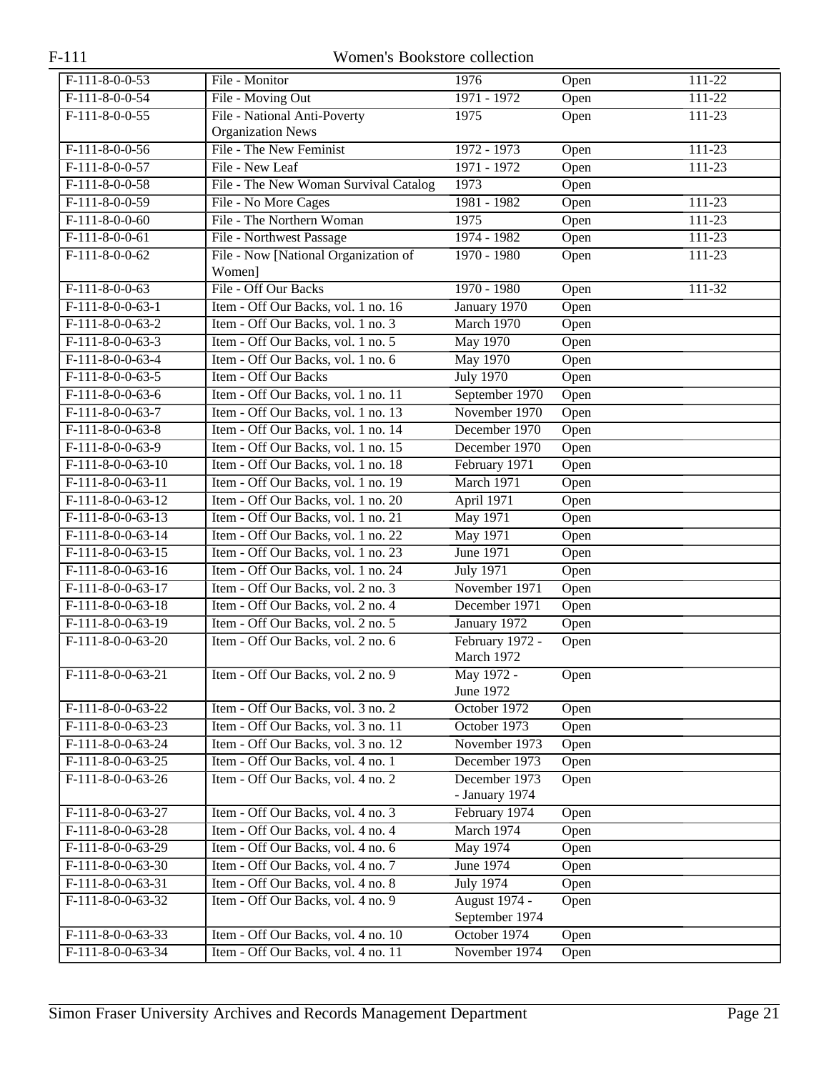| | | | | |
|---|---|---|---|---|
| F-111-8-0-0-53 | File - Monitor | 1976 | Open | 111-22 |
| F-111-8-0-0-54 | File - Moving Out | 1971 - 1972 | Open | 111-22 |
| F-111-8-0-0-55 | File - National Anti-Poverty Organization News | 1975 | Open | 111-23 |
| F-111-8-0-0-56 | File - The New Feminist | 1972 - 1973 | Open | 111-23 |
| F-111-8-0-0-57 | File - New Leaf | 1971 - 1972 | Open | 111-23 |
| F-111-8-0-0-58 | File - The New Woman Survival Catalog | 1973 | Open | |
| F-111-8-0-0-59 | File - No More Cages | 1981 - 1982 | Open | 111-23 |
| F-111-8-0-0-60 | File - The Northern Woman | 1975 | Open | 111-23 |
| F-111-8-0-0-61 | File - Northwest Passage | 1974 - 1982 | Open | 111-23 |
| F-111-8-0-0-62 | File - Now [National Organization of Women] | 1970 - 1980 | Open | 111-23 |
| F-111-8-0-0-63 | File - Off Our Backs | 1970 - 1980 | Open | 111-32 |
| F-111-8-0-0-63-1 | Item - Off Our Backs, vol. 1 no. 16 | January 1970 | Open | |
| F-111-8-0-0-63-2 | Item - Off Our Backs, vol. 1 no. 3 | March 1970 | Open | |
| F-111-8-0-0-63-3 | Item - Off Our Backs, vol. 1 no. 5 | May 1970 | Open | |
| F-111-8-0-0-63-4 | Item - Off Our Backs, vol. 1 no. 6 | May 1970 | Open | |
| F-111-8-0-0-63-5 | Item - Off Our Backs | July 1970 | Open | |
| F-111-8-0-0-63-6 | Item - Off Our Backs, vol. 1 no. 11 | September 1970 | Open | |
| F-111-8-0-0-63-7 | Item - Off Our Backs, vol. 1 no. 13 | November 1970 | Open | |
| F-111-8-0-0-63-8 | Item - Off Our Backs, vol. 1 no. 14 | December 1970 | Open | |
| F-111-8-0-0-63-9 | Item - Off Our Backs, vol. 1 no. 15 | December 1970 | Open | |
| F-111-8-0-0-63-10 | Item - Off Our Backs, vol. 1 no. 18 | February 1971 | Open | |
| F-111-8-0-0-63-11 | Item - Off Our Backs, vol. 1 no. 19 | March 1971 | Open | |
| F-111-8-0-0-63-12 | Item - Off Our Backs, vol. 1 no. 20 | April 1971 | Open | |
| F-111-8-0-0-63-13 | Item - Off Our Backs, vol. 1 no. 21 | May 1971 | Open | |
| F-111-8-0-0-63-14 | Item - Off Our Backs, vol. 1 no. 22 | May 1971 | Open | |
| F-111-8-0-0-63-15 | Item - Off Our Backs, vol. 1 no. 23 | June 1971 | Open | |
| F-111-8-0-0-63-16 | Item - Off Our Backs, vol. 1 no. 24 | July 1971 | Open | |
| F-111-8-0-0-63-17 | Item - Off Our Backs, vol. 2 no. 3 | November 1971 | Open | |
| F-111-8-0-0-63-18 | Item - Off Our Backs, vol. 2 no. 4 | December 1971 | Open | |
| F-111-8-0-0-63-19 | Item - Off Our Backs, vol. 2 no. 5 | January 1972 | Open | |
| F-111-8-0-0-63-20 | Item - Off Our Backs, vol. 2 no. 6 | February 1972 - March 1972 | Open | |
| F-111-8-0-0-63-21 | Item - Off Our Backs, vol. 2 no. 9 | May 1972 - June 1972 | Open | |
| F-111-8-0-0-63-22 | Item - Off Our Backs, vol. 3 no. 2 | October 1972 | Open | |
| F-111-8-0-0-63-23 | Item - Off Our Backs, vol. 3 no. 11 | October 1973 | Open | |
| F-111-8-0-0-63-24 | Item - Off Our Backs, vol. 3 no. 12 | November 1973 | Open | |
| F-111-8-0-0-63-25 | Item - Off Our Backs, vol. 4 no. 1 | December 1973 | Open | |
| F-111-8-0-0-63-26 | Item - Off Our Backs, vol. 4 no. 2 | December 1973 - January 1974 | Open | |
| F-111-8-0-0-63-27 | Item - Off Our Backs, vol. 4 no. 3 | February 1974 | Open | |
| F-111-8-0-0-63-28 | Item - Off Our Backs, vol. 4 no. 4 | March 1974 | Open | |
| F-111-8-0-0-63-29 | Item - Off Our Backs, vol. 4 no. 6 | May 1974 | Open | |
| F-111-8-0-0-63-30 | Item - Off Our Backs, vol. 4 no. 7 | June 1974 | Open | |
| F-111-8-0-0-63-31 | Item - Off Our Backs, vol. 4 no. 8 | July 1974 | Open | |
| F-111-8-0-0-63-32 | Item - Off Our Backs, vol. 4 no. 9 | August 1974 - September 1974 | Open | |
| F-111-8-0-0-63-33 | Item - Off Our Backs, vol. 4 no. 10 | October 1974 | Open | |
| F-111-8-0-0-63-34 | Item - Off Our Backs, vol. 4 no. 11 | November 1974 | Open | |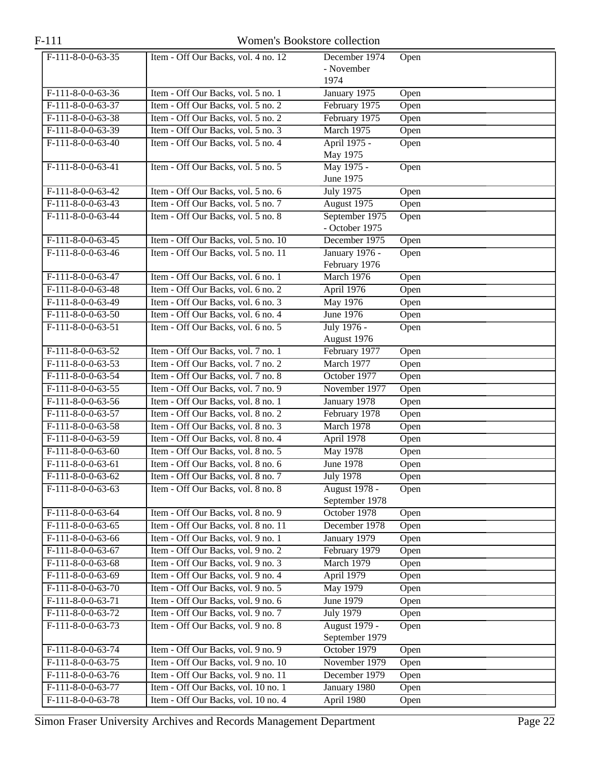| F-111-8-0-0-63-35 | Item - Off Our Backs, vol. 4 no. 12 | December 1974 - November 1974 | Open |
|---|---|---|---|
| F-111-8-0-0-63-36 | Item - Off Our Backs, vol. 5 no. 1 | January 1975 | Open |
| F-111-8-0-0-63-37 | Item - Off Our Backs, vol. 5 no. 2 | February 1975 | Open |
| F-111-8-0-0-63-38 | Item - Off Our Backs, vol. 5 no. 2 | February 1975 | Open |
| F-111-8-0-0-63-39 | Item - Off Our Backs, vol. 5 no. 3 | March 1975 | Open |
| F-111-8-0-0-63-40 | Item - Off Our Backs, vol. 5 no. 4 | April 1975 - May 1975 | Open |
| F-111-8-0-0-63-41 | Item - Off Our Backs, vol. 5 no. 5 | May 1975 - June 1975 | Open |
| F-111-8-0-0-63-42 | Item - Off Our Backs, vol. 5 no. 6 | July 1975 | Open |
| F-111-8-0-0-63-43 | Item - Off Our Backs, vol. 5 no. 7 | August 1975 | Open |
| F-111-8-0-0-63-44 | Item - Off Our Backs, vol. 5 no. 8 | September 1975 - October 1975 | Open |
| F-111-8-0-0-63-45 | Item - Off Our Backs, vol. 5 no. 10 | December 1975 | Open |
| F-111-8-0-0-63-46 | Item - Off Our Backs, vol. 5 no. 11 | January 1976 - February 1976 | Open |
| F-111-8-0-0-63-47 | Item - Off Our Backs, vol. 6 no. 1 | March 1976 | Open |
| F-111-8-0-0-63-48 | Item - Off Our Backs, vol. 6 no. 2 | April 1976 | Open |
| F-111-8-0-0-63-49 | Item - Off Our Backs, vol. 6 no. 3 | May 1976 | Open |
| F-111-8-0-0-63-50 | Item - Off Our Backs, vol. 6 no. 4 | June 1976 | Open |
| F-111-8-0-0-63-51 | Item - Off Our Backs, vol. 6 no. 5 | July 1976 - August 1976 | Open |
| F-111-8-0-0-63-52 | Item - Off Our Backs, vol. 7 no. 1 | February 1977 | Open |
| F-111-8-0-0-63-53 | Item - Off Our Backs, vol. 7 no. 2 | March 1977 | Open |
| F-111-8-0-0-63-54 | Item - Off Our Backs, vol. 7 no. 8 | October 1977 | Open |
| F-111-8-0-0-63-55 | Item - Off Our Backs, vol. 7 no. 9 | November 1977 | Open |
| F-111-8-0-0-63-56 | Item - Off Our Backs, vol. 8 no. 1 | January 1978 | Open |
| F-111-8-0-0-63-57 | Item - Off Our Backs, vol. 8 no. 2 | February 1978 | Open |
| F-111-8-0-0-63-58 | Item - Off Our Backs, vol. 8 no. 3 | March 1978 | Open |
| F-111-8-0-0-63-59 | Item - Off Our Backs, vol. 8 no. 4 | April 1978 | Open |
| F-111-8-0-0-63-60 | Item - Off Our Backs, vol. 8 no. 5 | May 1978 | Open |
| F-111-8-0-0-63-61 | Item - Off Our Backs, vol. 8 no. 6 | June 1978 | Open |
| F-111-8-0-0-63-62 | Item - Off Our Backs, vol. 8 no. 7 | July 1978 | Open |
| F-111-8-0-0-63-63 | Item - Off Our Backs, vol. 8 no. 8 | August 1978 - September 1978 | Open |
| F-111-8-0-0-63-64 | Item - Off Our Backs, vol. 8 no. 9 | October 1978 | Open |
| F-111-8-0-0-63-65 | Item - Off Our Backs, vol. 8 no. 11 | December 1978 | Open |
| F-111-8-0-0-63-66 | Item - Off Our Backs, vol. 9 no. 1 | January 1979 | Open |
| F-111-8-0-0-63-67 | Item - Off Our Backs, vol. 9 no. 2 | February 1979 | Open |
| F-111-8-0-0-63-68 | Item - Off Our Backs, vol. 9 no. 3 | March 1979 | Open |
| F-111-8-0-0-63-69 | Item - Off Our Backs, vol. 9 no. 4 | April 1979 | Open |
| F-111-8-0-0-63-70 | Item - Off Our Backs, vol. 9 no. 5 | May 1979 | Open |
| F-111-8-0-0-63-71 | Item - Off Our Backs, vol. 9 no. 6 | June 1979 | Open |
| F-111-8-0-0-63-72 | Item - Off Our Backs, vol. 9 no. 7 | July 1979 | Open |
| F-111-8-0-0-63-73 | Item - Off Our Backs, vol. 9 no. 8 | August 1979 - September 1979 | Open |
| F-111-8-0-0-63-74 | Item - Off Our Backs, vol. 9 no. 9 | October 1979 | Open |
| F-111-8-0-0-63-75 | Item - Off Our Backs, vol. 9 no. 10 | November 1979 | Open |
| F-111-8-0-0-63-76 | Item - Off Our Backs, vol. 9 no. 11 | December 1979 | Open |
| F-111-8-0-0-63-77 | Item - Off Our Backs, vol. 10 no. 1 | January 1980 | Open |
| F-111-8-0-0-63-78 | Item - Off Our Backs, vol. 10 no. 4 | April 1980 | Open |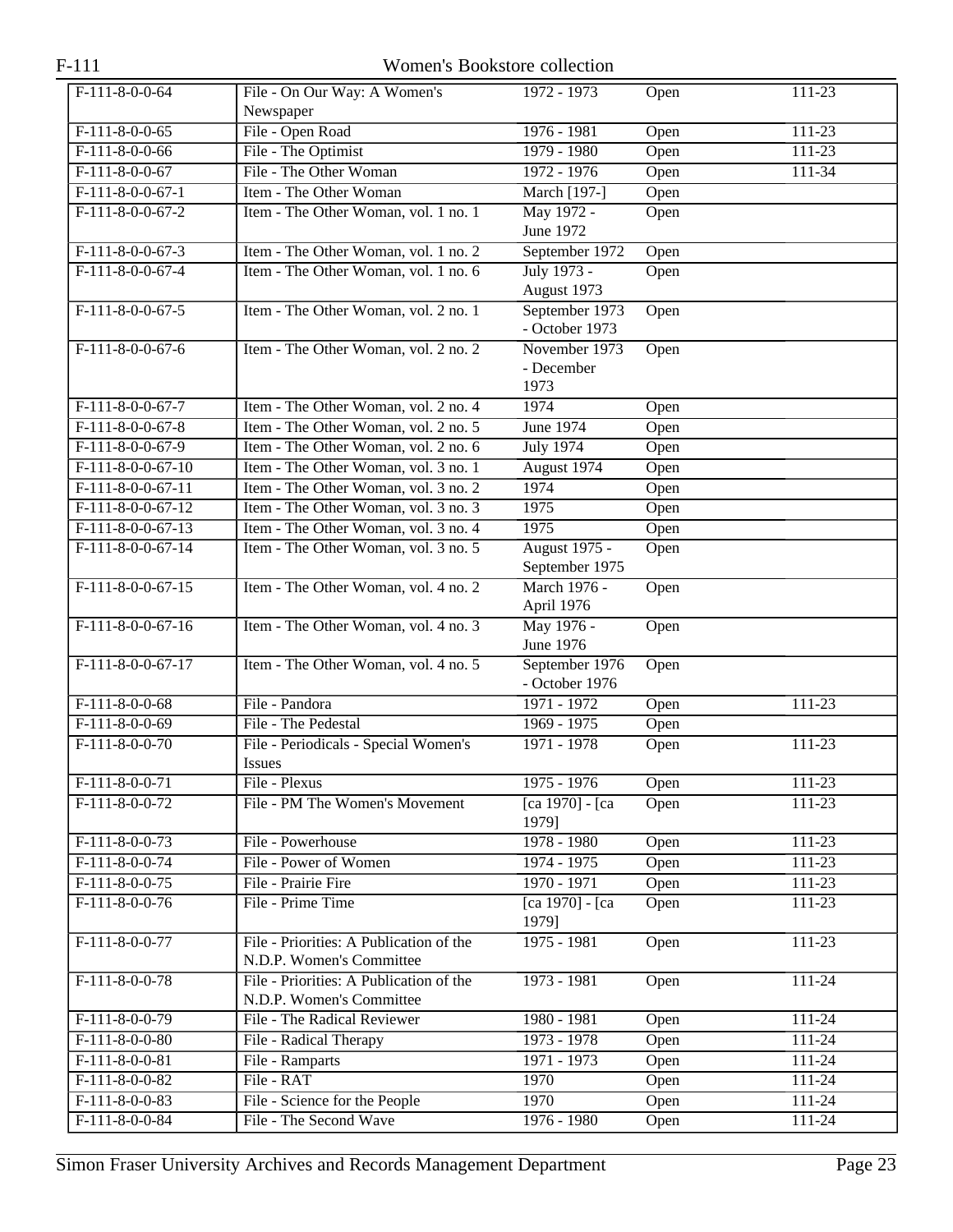| F-111-8-0-0-64 | File - On Our Way: A Women's Newspaper | 1972 - 1973 | Open | 111-23 |
|---|---|---|---|---|
| F-111-8-0-0-65 | File - Open Road | 1976 - 1981 | Open | 111-23 |
| F-111-8-0-0-66 | File - The Optimist | 1979 - 1980 | Open | 111-23 |
| F-111-8-0-0-67 | File - The Other Woman | 1972 - 1976 | Open | 111-34 |
| F-111-8-0-0-67-1 | Item - The Other Woman | March [197-] | Open | |
| F-111-8-0-0-67-2 | Item - The Other Woman, vol. 1 no. 1 | May 1972 - June 1972 | Open | |
| F-111-8-0-0-67-3 | Item - The Other Woman, vol. 1 no. 2 | September 1972 | Open | |
| F-111-8-0-0-67-4 | Item - The Other Woman, vol. 1 no. 6 | July 1973 - August 1973 | Open | |
| F-111-8-0-0-67-5 | Item - The Other Woman, vol. 2 no. 1 | September 1973 - October 1973 | Open | |
| F-111-8-0-0-67-6 | Item - The Other Woman, vol. 2 no. 2 | November 1973 - December 1973 | Open | |
| F-111-8-0-0-67-7 | Item - The Other Woman, vol. 2 no. 4 | 1974 | Open | |
| F-111-8-0-0-67-8 | Item - The Other Woman, vol. 2 no. 5 | June 1974 | Open | |
| F-111-8-0-0-67-9 | Item - The Other Woman, vol. 2 no. 6 | July 1974 | Open | |
| F-111-8-0-0-67-10 | Item - The Other Woman, vol. 3 no. 1 | August 1974 | Open | |
| F-111-8-0-0-67-11 | Item - The Other Woman, vol. 3 no. 2 | 1974 | Open | |
| F-111-8-0-0-67-12 | Item - The Other Woman, vol. 3 no. 3 | 1975 | Open | |
| F-111-8-0-0-67-13 | Item - The Other Woman, vol. 3 no. 4 | 1975 | Open | |
| F-111-8-0-0-67-14 | Item - The Other Woman, vol. 3 no. 5 | August 1975 - September 1975 | Open | |
| F-111-8-0-0-67-15 | Item - The Other Woman, vol. 4 no. 2 | March 1976 - April 1976 | Open | |
| F-111-8-0-0-67-16 | Item - The Other Woman, vol. 4 no. 3 | May 1976 - June 1976 | Open | |
| F-111-8-0-0-67-17 | Item - The Other Woman, vol. 4 no. 5 | September 1976 - October 1976 | Open | |
| F-111-8-0-0-68 | File - Pandora | 1971 - 1972 | Open | 111-23 |
| F-111-8-0-0-69 | File - The Pedestal | 1969 - 1975 | Open | |
| F-111-8-0-0-70 | File - Periodicals - Special Women's Issues | 1971 - 1978 | Open | 111-23 |
| F-111-8-0-0-71 | File - Plexus | 1975 - 1976 | Open | 111-23 |
| F-111-8-0-0-72 | File - PM The Women's Movement | [ca 1970] - [ca 1979] | Open | 111-23 |
| F-111-8-0-0-73 | File - Powerhouse | 1978 - 1980 | Open | 111-23 |
| F-111-8-0-0-74 | File - Power of Women | 1974 - 1975 | Open | 111-23 |
| F-111-8-0-0-75 | File - Prairie Fire | 1970 - 1971 | Open | 111-23 |
| F-111-8-0-0-76 | File - Prime Time | [ca 1970] - [ca 1979] | Open | 111-23 |
| F-111-8-0-0-77 | File - Priorities: A Publication of the N.D.P. Women's Committee | 1975 - 1981 | Open | 111-23 |
| F-111-8-0-0-78 | File - Priorities: A Publication of the N.D.P. Women's Committee | 1973 - 1981 | Open | 111-24 |
| F-111-8-0-0-79 | File - The Radical Reviewer | 1980 - 1981 | Open | 111-24 |
| F-111-8-0-0-80 | File - Radical Therapy | 1973 - 1978 | Open | 111-24 |
| F-111-8-0-0-81 | File - Ramparts | 1971 - 1973 | Open | 111-24 |
| F-111-8-0-0-82 | File - RAT | 1970 | Open | 111-24 |
| F-111-8-0-0-83 | File - Science for the People | 1970 | Open | 111-24 |
| F-111-8-0-0-84 | File - The Second Wave | 1976 - 1980 | Open | 111-24 |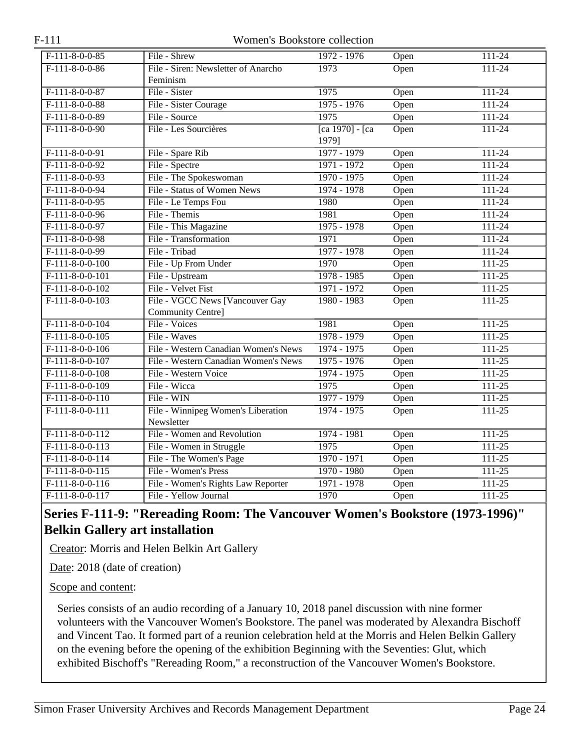| | | | | |
|---|---|---|---|---|
| F-111-8-0-0-85 | File - Shrew | 1972 - 1976 | Open | 111-24 |
| F-111-8-0-0-86 | File - Siren: Newsletter of Anarcho Feminism | 1973 | Open | 111-24 |
| F-111-8-0-0-87 | File - Sister | 1975 | Open | 111-24 |
| F-111-8-0-0-88 | File - Sister Courage | 1975 - 1976 | Open | 111-24 |
| F-111-8-0-0-89 | File - Source | 1975 | Open | 111-24 |
| F-111-8-0-0-90 | File - Les Sourcières | [ca 1970] - [ca 1979] | Open | 111-24 |
| F-111-8-0-0-91 | File - Spare Rib | 1977 - 1979 | Open | 111-24 |
| F-111-8-0-0-92 | File - Spectre | 1971 - 1972 | Open | 111-24 |
| F-111-8-0-0-93 | File - The Spokeswoman | 1970 - 1975 | Open | 111-24 |
| F-111-8-0-0-94 | File - Status of Women News | 1974 - 1978 | Open | 111-24 |
| F-111-8-0-0-95 | File - Le Temps Fou | 1980 | Open | 111-24 |
| F-111-8-0-0-96 | File - Themis | 1981 | Open | 111-24 |
| F-111-8-0-0-97 | File - This Magazine | 1975 - 1978 | Open | 111-24 |
| F-111-8-0-0-98 | File - Transformation | 1971 | Open | 111-24 |
| F-111-8-0-0-99 | File - Tribad | 1977 - 1978 | Open | 111-24 |
| F-111-8-0-0-100 | File - Up From Under | 1970 | Open | 111-25 |
| F-111-8-0-0-101 | File - Upstream | 1978 - 1985 | Open | 111-25 |
| F-111-8-0-0-102 | File - Velvet Fist | 1971 - 1972 | Open | 111-25 |
| F-111-8-0-0-103 | File - VGCC News [Vancouver Gay Community Centre] | 1980 - 1983 | Open | 111-25 |
| F-111-8-0-0-104 | File - Voices | 1981 | Open | 111-25 |
| F-111-8-0-0-105 | File - Waves | 1978 - 1979 | Open | 111-25 |
| F-111-8-0-0-106 | File - Western Canadian Women's News | 1974 - 1975 | Open | 111-25 |
| F-111-8-0-0-107 | File - Western Canadian Women's News | 1975 - 1976 | Open | 111-25 |
| F-111-8-0-0-108 | File - Western Voice | 1974 - 1975 | Open | 111-25 |
| F-111-8-0-0-109 | File - Wicca | 1975 | Open | 111-25 |
| F-111-8-0-0-110 | File - WIN | 1977 - 1979 | Open | 111-25 |
| F-111-8-0-0-111 | File - Winnipeg Women's Liberation Newsletter | 1974 - 1975 | Open | 111-25 |
| F-111-8-0-0-112 | File - Women and Revolution | 1974 - 1981 | Open | 111-25 |
| F-111-8-0-0-113 | File - Women in Struggle | 1975 | Open | 111-25 |
| F-111-8-0-0-114 | File - The Women's Page | 1970 - 1971 | Open | 111-25 |
| F-111-8-0-0-115 | File - Women's Press | 1970 - 1980 | Open | 111-25 |
| F-111-8-0-0-116 | File - Women's Rights Law Reporter | 1971 - 1978 | Open | 111-25 |
| F-111-8-0-0-117 | File - Yellow Journal | 1970 | Open | 111-25 |

## Series F-111-9: "Rereading Room: The Vancouver Women's Bookstore (1973-1996)" Belkin Gallery art installation

Creator: Morris and Helen Belkin Art Gallery

Date: 2018 (date of creation)

Scope and content:

Series consists of an audio recording of a January 10, 2018 panel discussion with nine former volunteers with the Vancouver Women's Bookstore. The panel was moderated by Alexandra Bischoff and Vincent Tao. It formed part of a reunion celebration held at the Morris and Helen Belkin Gallery on the evening before the opening of the exhibition Beginning with the Seventies: Glut, which exhibited Bischoff's "Rereading Room," a reconstruction of the Vancouver Women's Bookstore.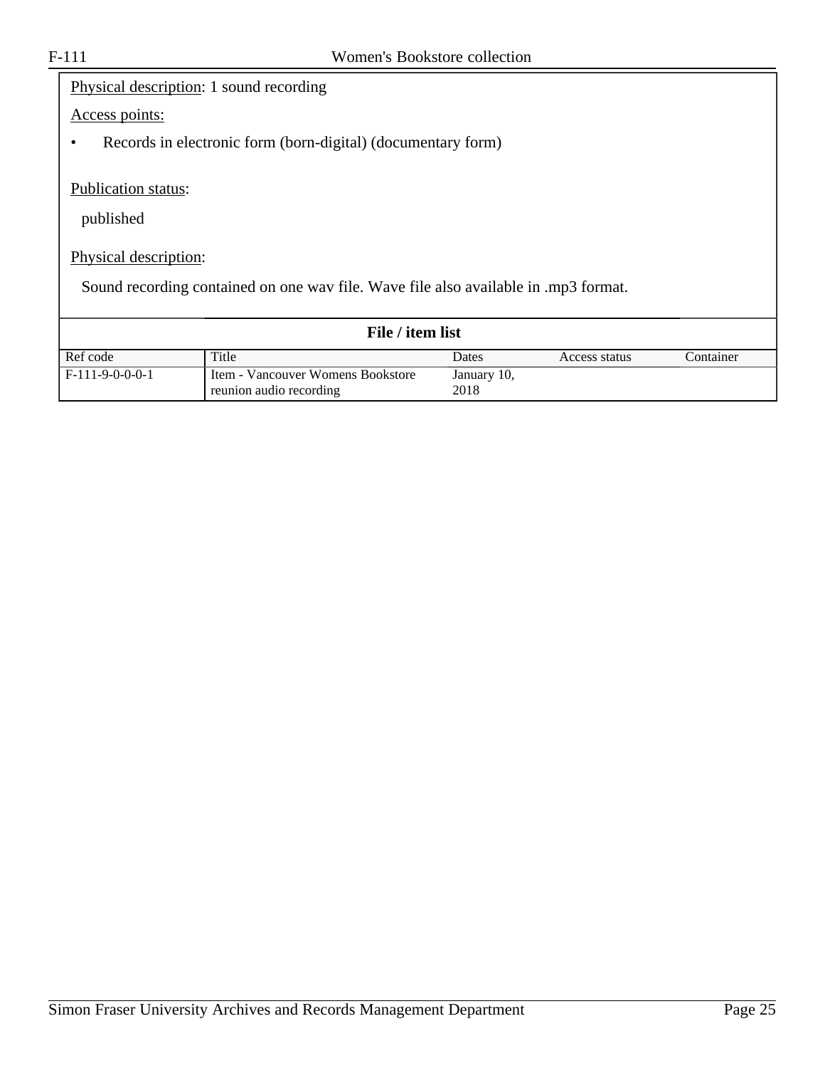Physical description: 1 sound recording

Access points:

- Records in electronic form (born-digital) (documentary form)

Publication status:

published

Physical description:

Sound recording contained on one wav file. Wave file also available in .mp3 format.

**File / item list**

| Ref code | Title | Dates | Access status | Container |
|---|---|---|---|---|
| F-111-9-0-0-0-1 | Item - Vancouver Womens Bookstore reunion audio recording | January 10, 2018 | | |